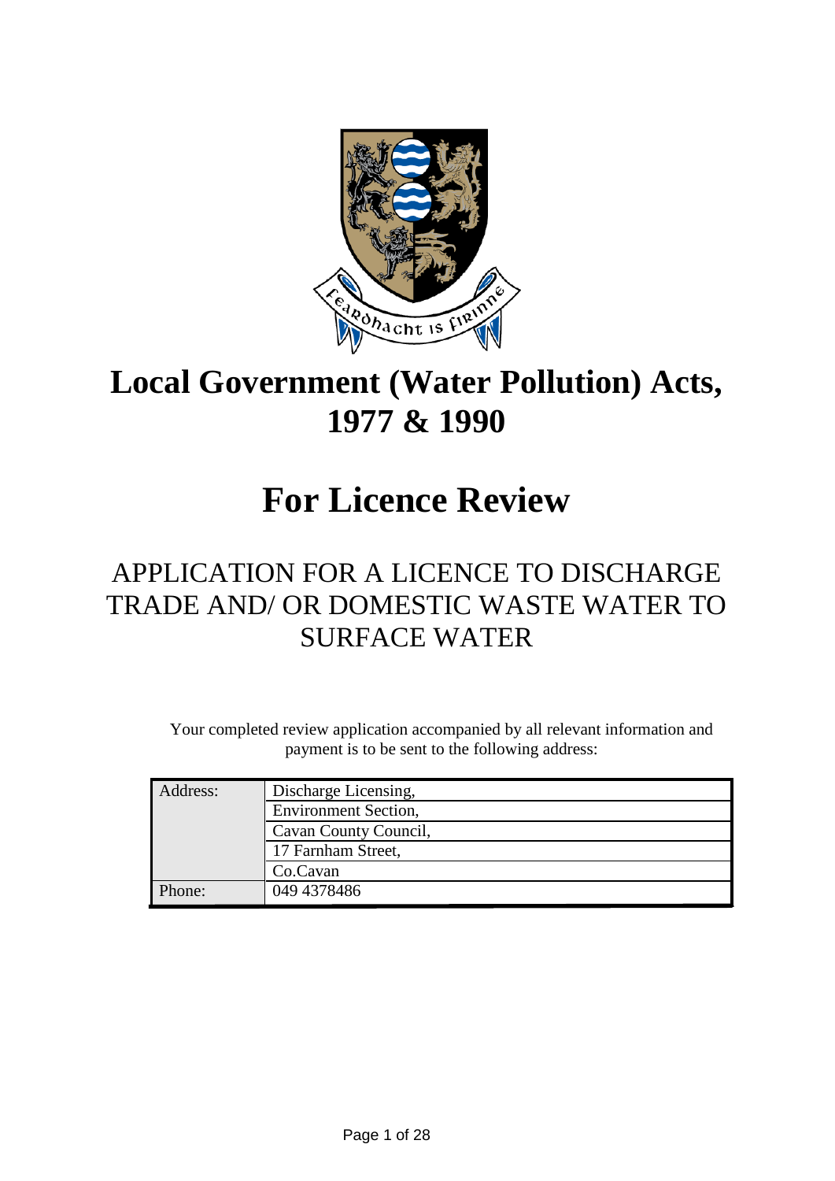# Local Government (Water Pollution) Acts, 1977 & 1990

# For Licence Review

## APPLICATION FOR A LICENCE TO DISCHARGE TRADE AND/ OR DOMESTIC WASTE WATER TO SURFACE WATER

Your completed review application accompanied by all relevant information and payment is to be sent to the following address:

| | |
|---|---|
| Address: | Discharge Licensing, |
| | Environment Section, |
| | Cavan County Council, |
| | 17 Farnham Street, |
| | Co.Cavan |
| Phone: | 049 4378486 |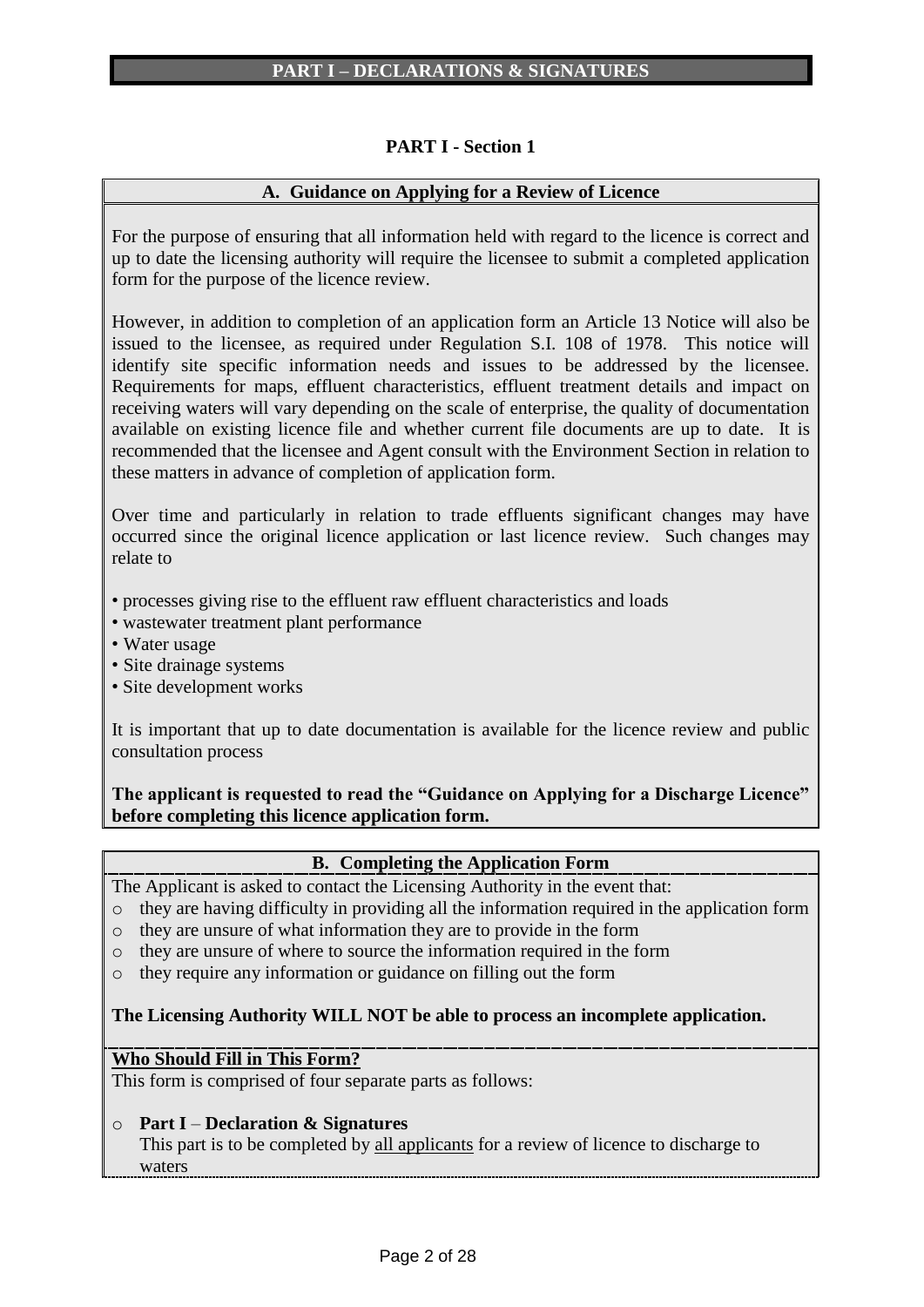# PART I – DECLARATIONS & SIGNATURES

## PART I - Section 1

### A. Guidance on Applying for a Review of Licence

For the purpose of ensuring that all information held with regard to the licence is correct and up to date the licensing authority will require the licensee to submit a completed application form for the purpose of the licence review.

However, in addition to completion of an application form an Article 13 Notice will also be issued to the licensee, as required under Regulation S.I. 108 of 1978. This notice will identify site specific information needs and issues to be addressed by the licensee. Requirements for maps, effluent characteristics, effluent treatment details and impact on receiving waters will vary depending on the scale of enterprise, the quality of documentation available on existing licence file and whether current file documents are up to date. It is recommended that the licensee and Agent consult with the Environment Section in relation to these matters in advance of completion of application form.

Over time and particularly in relation to trade effluents significant changes may have occurred since the original licence application or last licence review. Such changes may relate to

- processes giving rise to the effluent raw effluent characteristics and loads
- wastewater treatment plant performance
- Water usage
- Site drainage systems
- Site development works

It is important that up to date documentation is available for the licence review and public consultation process

**The applicant is requested to read the "Guidance on Applying for a Discharge Licence" before completing this licence application form.**

### B. Completing the Application Form

The Applicant is asked to contact the Licensing Authority in the event that:

- they are having difficulty in providing all the information required in the application form
- they are unsure of what information they are to provide in the form
- they are unsure of where to source the information required in the form
- they require any information or guidance on filling out the form

**The Licensing Authority WILL NOT be able to process an incomplete application.**

**Who Should Fill in This Form?**

This form is comprised of four separate parts as follows:

- **Part I** – **Declaration & Signatures**
  This part is to be completed by all applicants for a review of licence to discharge to waters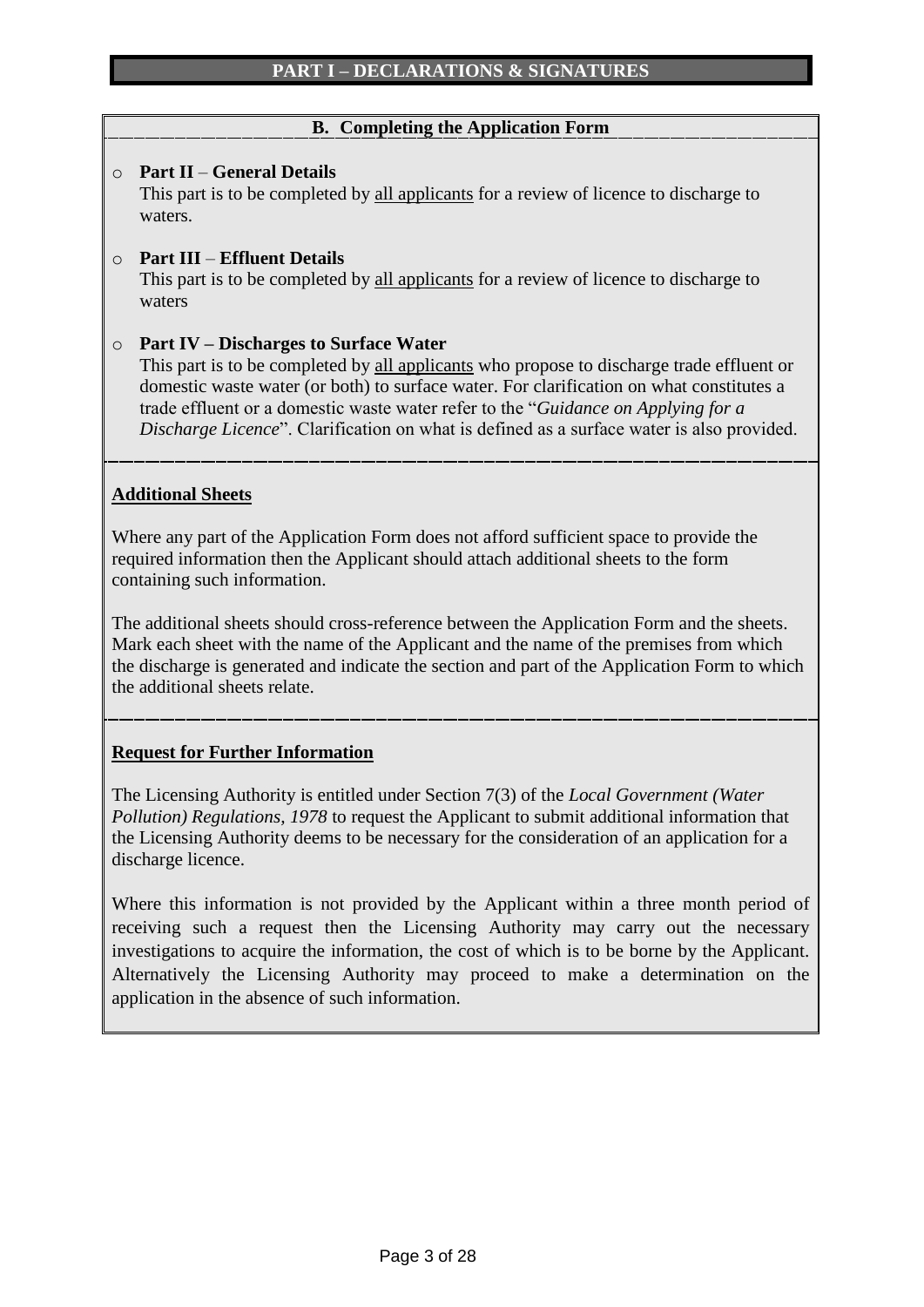## PART I – DECLARATIONS & SIGNATURES

### B. Completing the Application Form

- **Part II** – **General Details**
  This part is to be completed by <u>all applicants</u> for a review of licence to discharge to waters.

- **Part III** – **Effluent Details**
  This part is to be completed by <u>all applicants</u> for a review of licence to discharge to waters

- **Part IV – Discharges to Surface Water**
  This part is to be completed by <u>all applicants</u> who propose to discharge trade effluent or domestic waste water (or both) to surface water. For clarification on what constitutes a trade effluent or a domestic waste water refer to the "*Guidance on Applying for a Discharge Licence*". Clarification on what is defined as a surface water is also provided.

**Additional Sheets**

Where any part of the Application Form does not afford sufficient space to provide the required information then the Applicant should attach additional sheets to the form containing such information.

The additional sheets should cross-reference between the Application Form and the sheets. Mark each sheet with the name of the Applicant and the name of the premises from which the discharge is generated and indicate the section and part of the Application Form to which the additional sheets relate.

**Request for Further Information**

The Licensing Authority is entitled under Section 7(3) of the *Local Government (Water Pollution) Regulations, 1978* to request the Applicant to submit additional information that the Licensing Authority deems to be necessary for the consideration of an application for a discharge licence.

Where this information is not provided by the Applicant within a three month period of receiving such a request then the Licensing Authority may carry out the necessary investigations to acquire the information, the cost of which is to be borne by the Applicant. Alternatively the Licensing Authority may proceed to make a determination on the application in the absence of such information.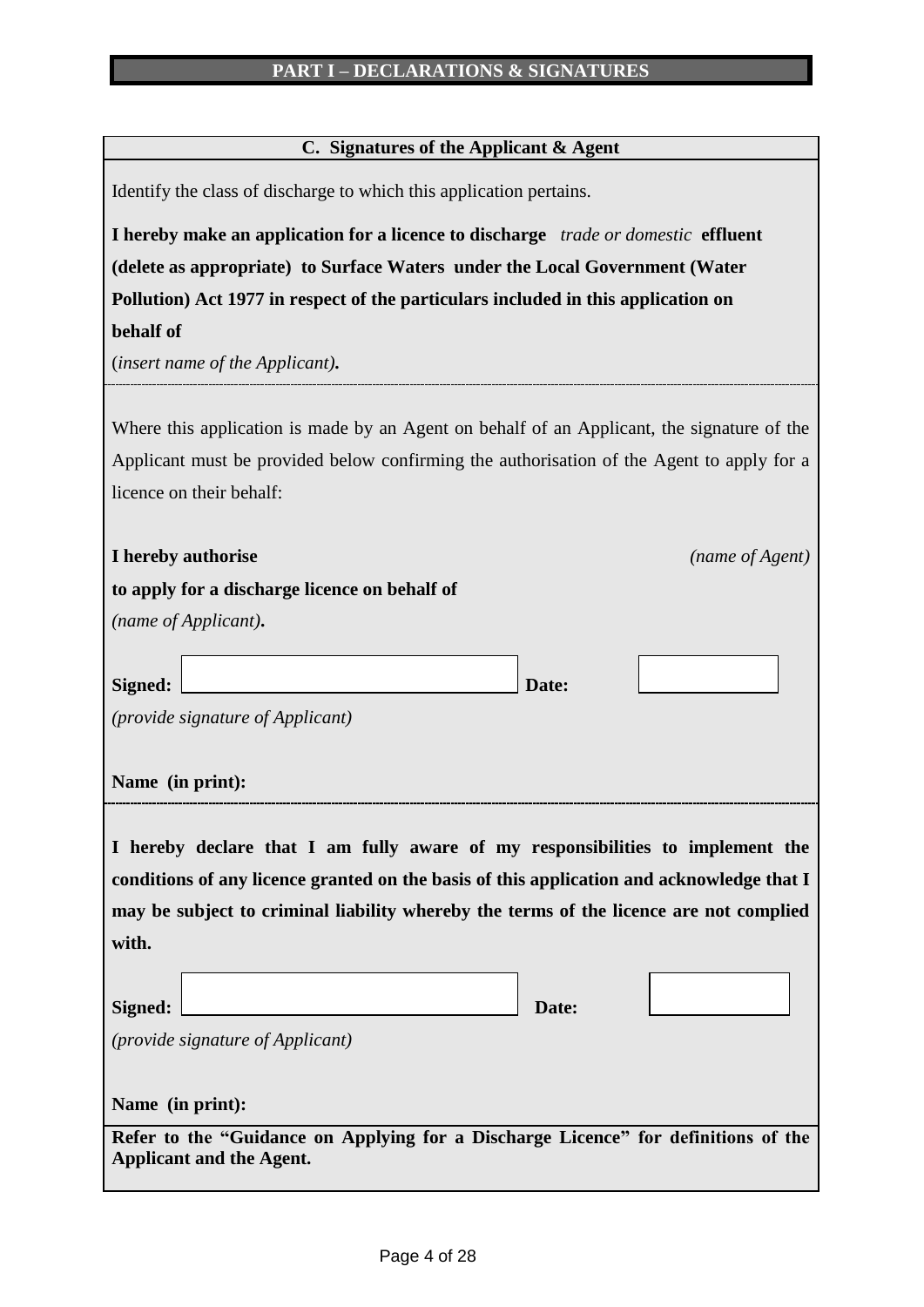## PART I – DECLARATIONS & SIGNATURES

### C. Signatures of the Applicant & Agent

Identify the class of discharge to which this application pertains.

**I hereby make an application for a licence to discharge** *trade or domestic* **effluent (delete as appropriate) to Surface Waters under the Local Government (Water Pollution) Act 1977 in respect of the particulars included in this application on behalf of**

(*insert name of the Applicant)***.**

---

Where this application is made by an Agent on behalf of an Applicant, the signature of the Applicant must be provided below confirming the authorisation of the Agent to apply for a licence on their behalf:

**I hereby authorise** *(name of Agent)*

**to apply for a discharge licence on behalf of**

*(name of Applicant)***.**

**Signed:** ____________________ **Date:** __________

*(provide signature of Applicant)*

**Name (in print):**

---

**I hereby declare that I am fully aware of my responsibilities to implement the conditions of any licence granted on the basis of this application and acknowledge that I may be subject to criminal liability whereby the terms of the licence are not complied with.**

**Signed:** ____________________ **Date:** __________

*(provide signature of Applicant)*

**Name (in print):**

**Refer to the "Guidance on Applying for a Discharge Licence" for definitions of the Applicant and the Agent.**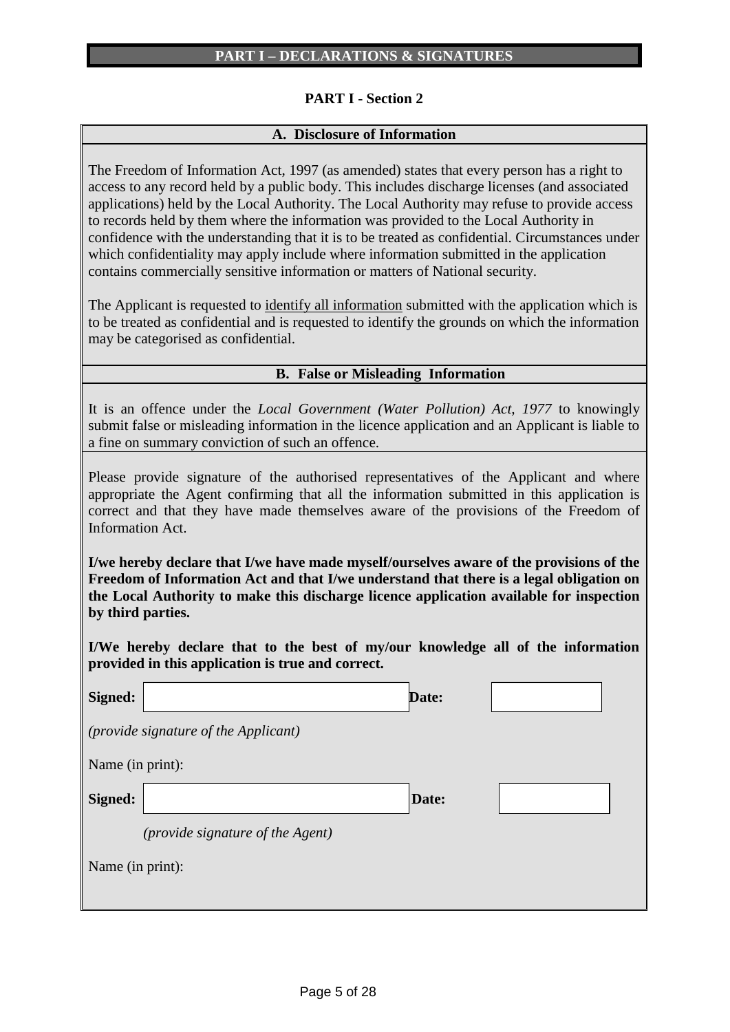# PART I – DECLARATIONS & SIGNATURES

## PART I - Section 2

### A. Disclosure of Information

The Freedom of Information Act, 1997 (as amended) states that every person has a right to access to any record held by a public body. This includes discharge licenses (and associated applications) held by the Local Authority. The Local Authority may refuse to provide access to records held by them where the information was provided to the Local Authority in confidence with the understanding that it is to be treated as confidential. Circumstances under which confidentiality may apply include where information submitted in the application contains commercially sensitive information or matters of National security.

The Applicant is requested to identify all information submitted with the application which is to be treated as confidential and is requested to identify the grounds on which the information may be categorised as confidential.

### B. False or Misleading Information

It is an offence under the *Local Government (Water Pollution) Act, 1977* to knowingly submit false or misleading information in the licence application and an Applicant is liable to a fine on summary conviction of such an offence.

Please provide signature of the authorised representatives of the Applicant and where appropriate the Agent confirming that all the information submitted in this application is correct and that they have made themselves aware of the provisions of the Freedom of Information Act.

**I/we hereby declare that I/we have made myself/ourselves aware of the provisions of the Freedom of Information Act and that I/we understand that there is a legal obligation on the Local Authority to make this discharge licence application available for inspection by third parties.**

**I/We hereby declare that to the best of my/our knowledge all of the information provided in this application is true and correct.**

**Signed:** \_\_\_\_\_\_\_\_\_\_\_\_\_\_\_\_\_\_\_\_ **Date:** \_\_\_\_\_\_\_\_\_\_

*(provide signature of the Applicant)*

Name (in print):

**Signed:** \_\_\_\_\_\_\_\_\_\_\_\_\_\_\_\_\_\_\_\_ **Date:** \_\_\_\_\_\_\_\_\_\_

*(provide signature of the Agent)*

Name (in print):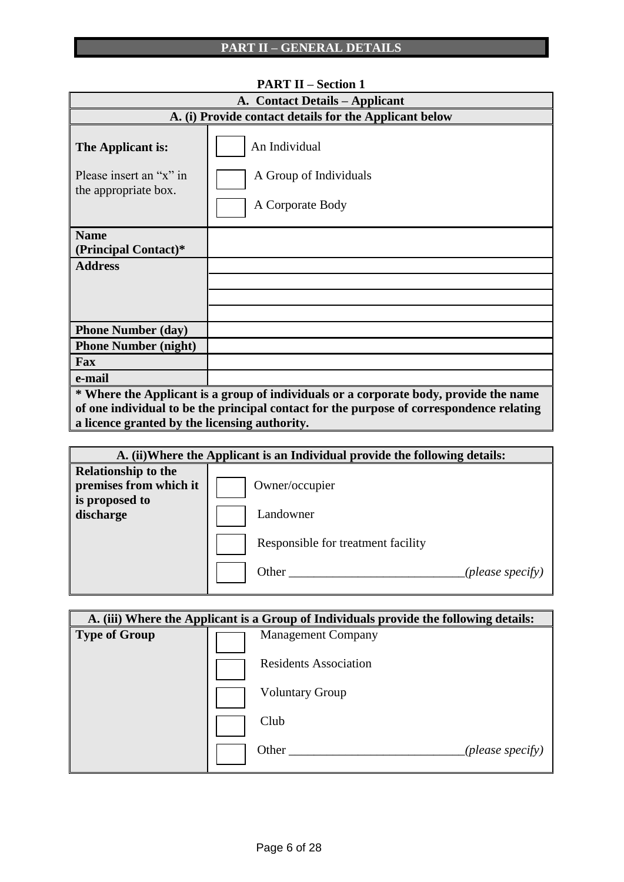# PART II – GENERAL DETAILS

**PART II – Section 1**

| **A. Contact Details – Applicant** | |
|---|---|
| **A. (i) Provide contact details for the Applicant below** | |
| **The Applicant is:**<br><br>Please insert an "x" in the appropriate box. | ☐ An Individual<br>☐ A Group of Individuals<br>☐ A Corporate Body |
| **Name (Principal Contact)*** | |
| **Address** | |
| | |
| | |
| | |
| **Phone Number (day)** | |
| **Phone Number (night)** | |
| **Fax** | |
| **e-mail** | |
| **\* Where the Applicant is a group of individuals or a corporate body, provide the name of one individual to be the principal contact for the purpose of correspondence relating a licence granted by the licensing authority.** | |

| **A. (ii)Where the Applicant is an Individual provide the following details:** | |
|---|---|
| **Relationship to the premises from which it is proposed to discharge** | ☐ Owner/occupier<br>☐ Landowner<br>☐ Responsible for treatment facility<br>☐ Other ___________________________*(please specify)* |

| **A. (iii) Where the Applicant is a Group of Individuals provide the following details:** | |
|---|---|
| **Type of Group** | ☐ Management Company<br>☐ Residents Association<br>☐ Voluntary Group<br>☐ Club<br>☐ Other ___________________________*(please specify)* |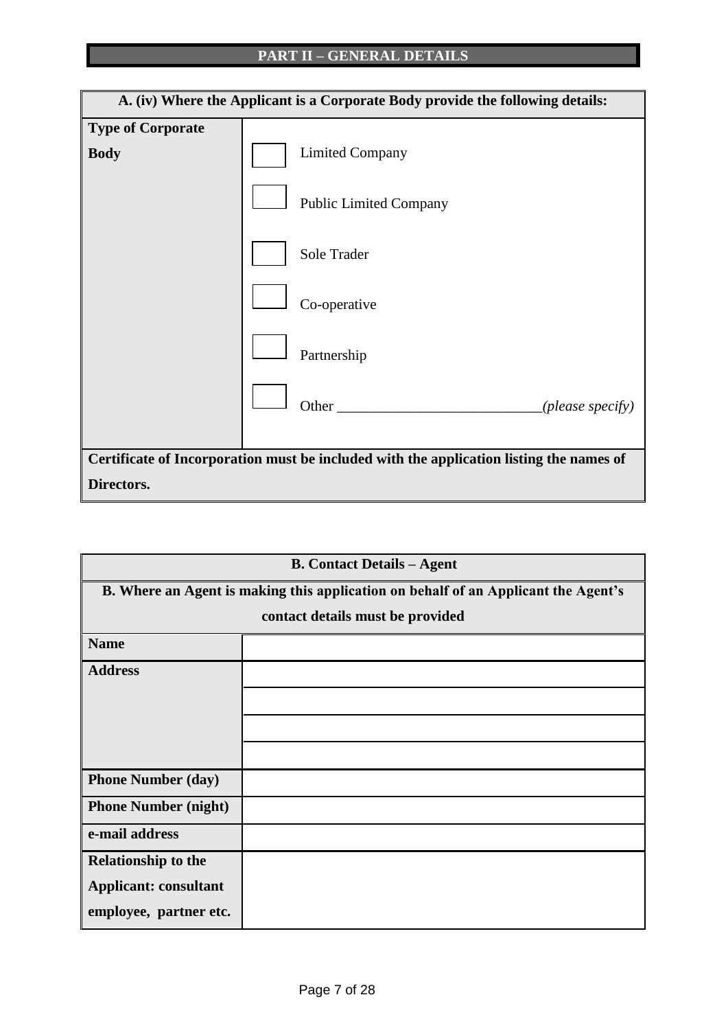## PART II – GENERAL DETAILS

| A. (iv) Where the Applicant is a Corporate Body provide the following details: | |
|---|---|
| **Type of Corporate Body** | ☐ Limited Company<br>☐ Public Limited Company<br>☐ Sole Trader<br>☐ Co-operative<br>☐ Partnership<br>☐ Other ___________________________*(please specify)* |
| **Certificate of Incorporation must be included with the application listing the names of Directors.** | |

| B. Contact Details – Agent | |
|---|---|
| **B. Where an Agent is making this application on behalf of an Applicant the Agent's contact details must be provided** | |
| **Name** | |
| **Address** | |
| | |
| | |
| | |
| **Phone Number (day)** | |
| **Phone Number (night)** | |
| **e-mail address** | |
| **Relationship to the Applicant: consultant employee, partner etc.** | |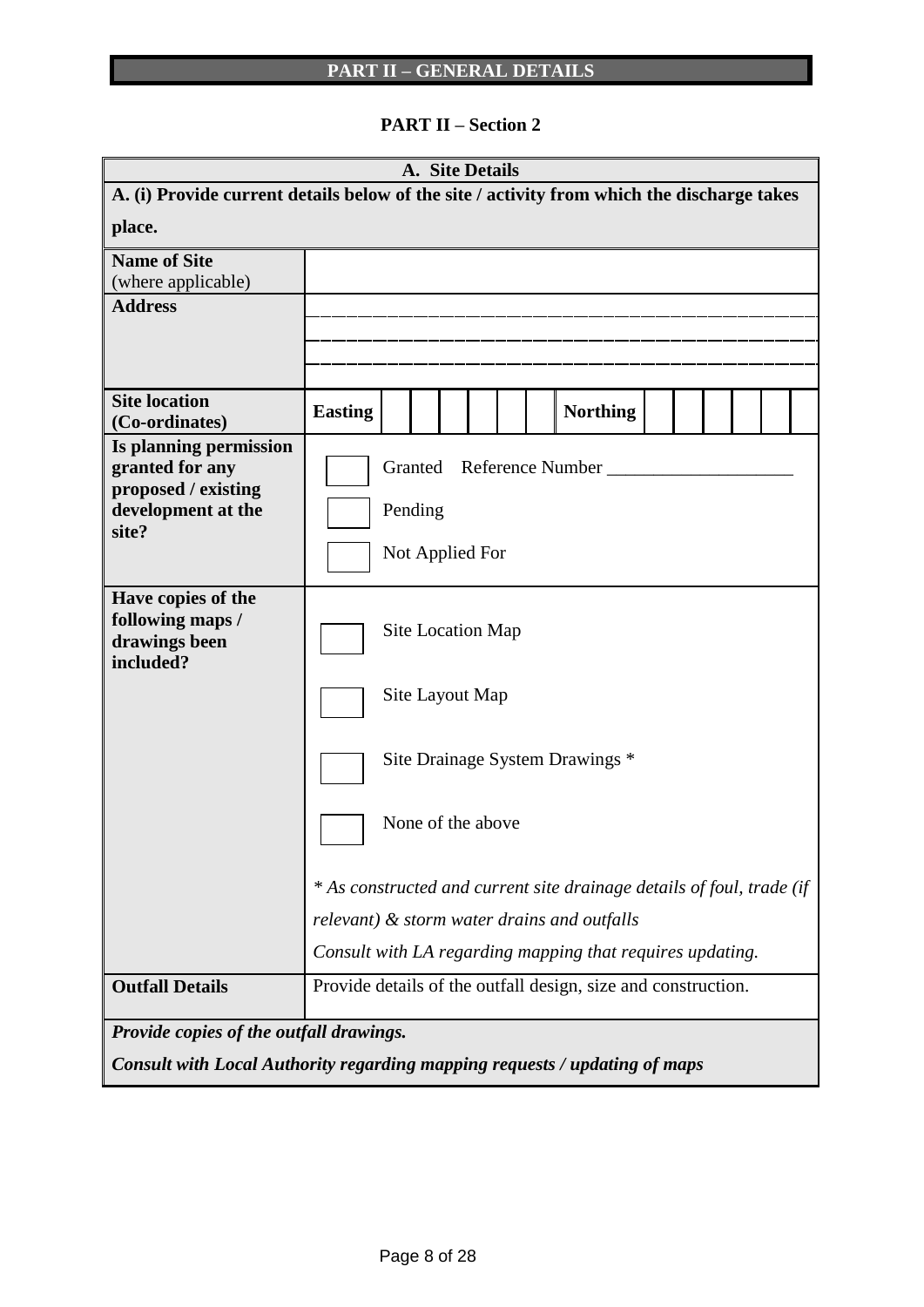# PART II – GENERAL DETAILS

## PART II – Section 2

| A. Site Details | |
|---|---|
| **A. (i) Provide current details below of the site / activity from which the discharge takes place.** | |
| **Name of Site** (where applicable) | |
| **Address** | ___________________________________________ ___________________________________________ ___________________________________________ |
| **Site location (Co-ordinates)** | **Easting** ☐☐☐☐☐☐ **Northing** ☐☐☐☐☐☐ |
| **Is planning permission granted for any proposed / existing development at the site?** | ☐ Granted Reference Number ___________________ ☐ Pending ☐ Not Applied For |
| **Have copies of the following maps / drawings been included?** | ☐ Site Location Map ☐ Site Layout Map ☐ Site Drainage System Drawings * ☐ None of the above *\* As constructed and current site drainage details of foul, trade (if relevant) & storm water drains and outfalls* *Consult with LA regarding mapping that requires updating.* |
| **Outfall Details** | Provide details of the outfall design, size and construction. |
| ***Provide copies of the outfall drawings.*** ***Consult with Local Authority regarding mapping requests / updating of maps*** | |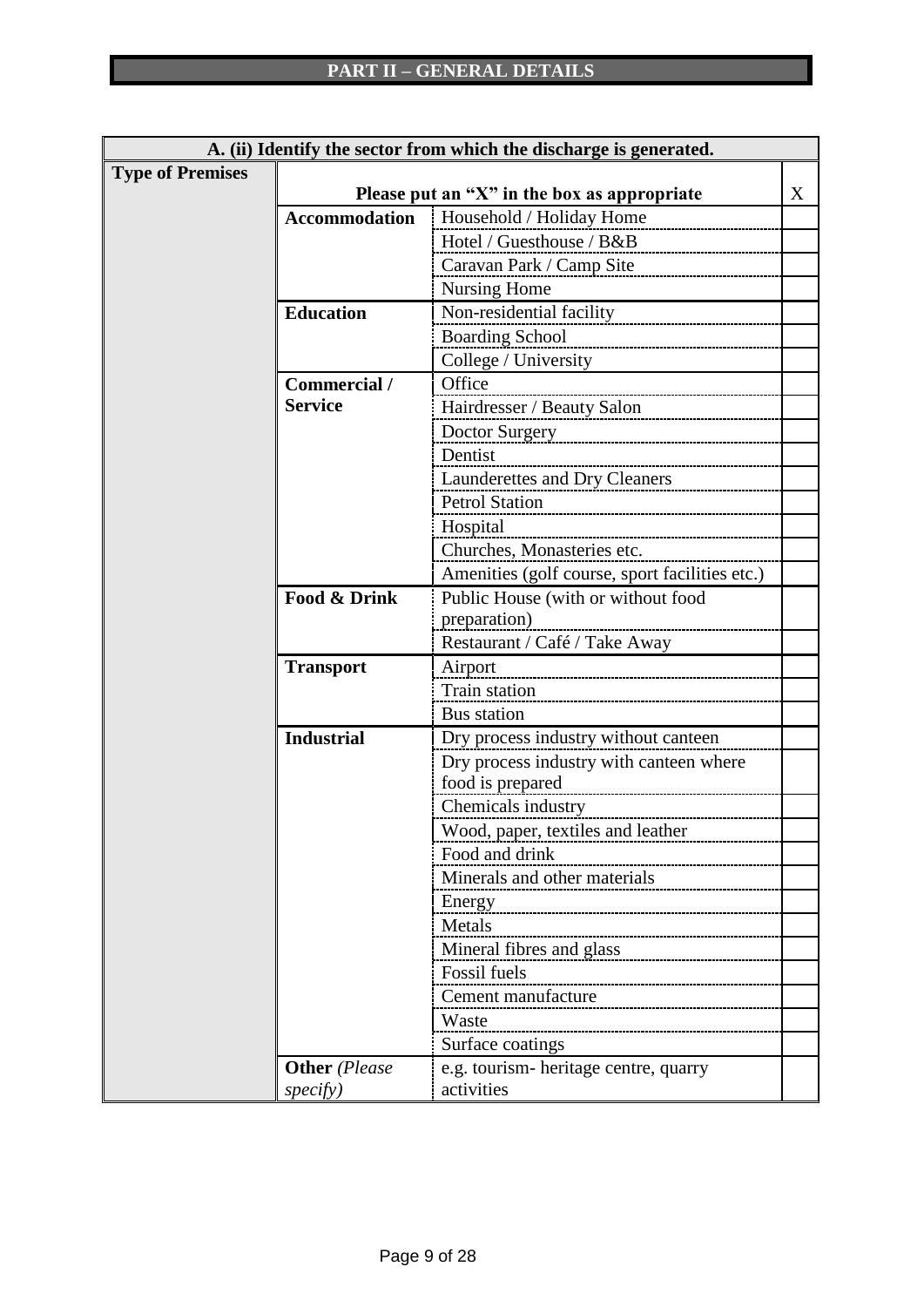## PART II – GENERAL DETAILS

| A. (ii) Identify the sector from which the discharge is generated. | | | |
|---|---|---|---|
| **Type of Premises** | **Please put an "X" in the box as appropriate** | | X |
| | **Accommodation** | Household / Holiday Home | |
| | | Hotel / Guesthouse / B&B | |
| | | Caravan Park / Camp Site | |
| | | Nursing Home | |
| | **Education** | Non-residential facility | |
| | | Boarding School | |
| | | College / University | |
| | **Commercial / Service** | Office | |
| | | Hairdresser / Beauty Salon | |
| | | Doctor Surgery | |
| | | Dentist | |
| | | Launderettes and Dry Cleaners | |
| | | Petrol Station | |
| | | Hospital | |
| | | Churches, Monasteries etc. | |
| | | Amenities (golf course, sport facilities etc.) | |
| | **Food & Drink** | Public House (with or without food preparation) | |
| | | Restaurant / Café / Take Away | |
| | **Transport** | Airport | |
| | | Train station | |
| | | Bus station | |
| | **Industrial** | Dry process industry without canteen | |
| | | Dry process industry with canteen where food is prepared | |
| | | Chemicals industry | |
| | | Wood, paper, textiles and leather | |
| | | Food and drink | |
| | | Minerals and other materials | |
| | | Energy | |
| | | Metals | |
| | | Mineral fibres and glass | |
| | | Fossil fuels | |
| | | Cement manufacture | |
| | | Waste | |
| | | Surface coatings | |
| | **Other** *(Please specify)* | e.g. tourism- heritage centre, quarry activities | |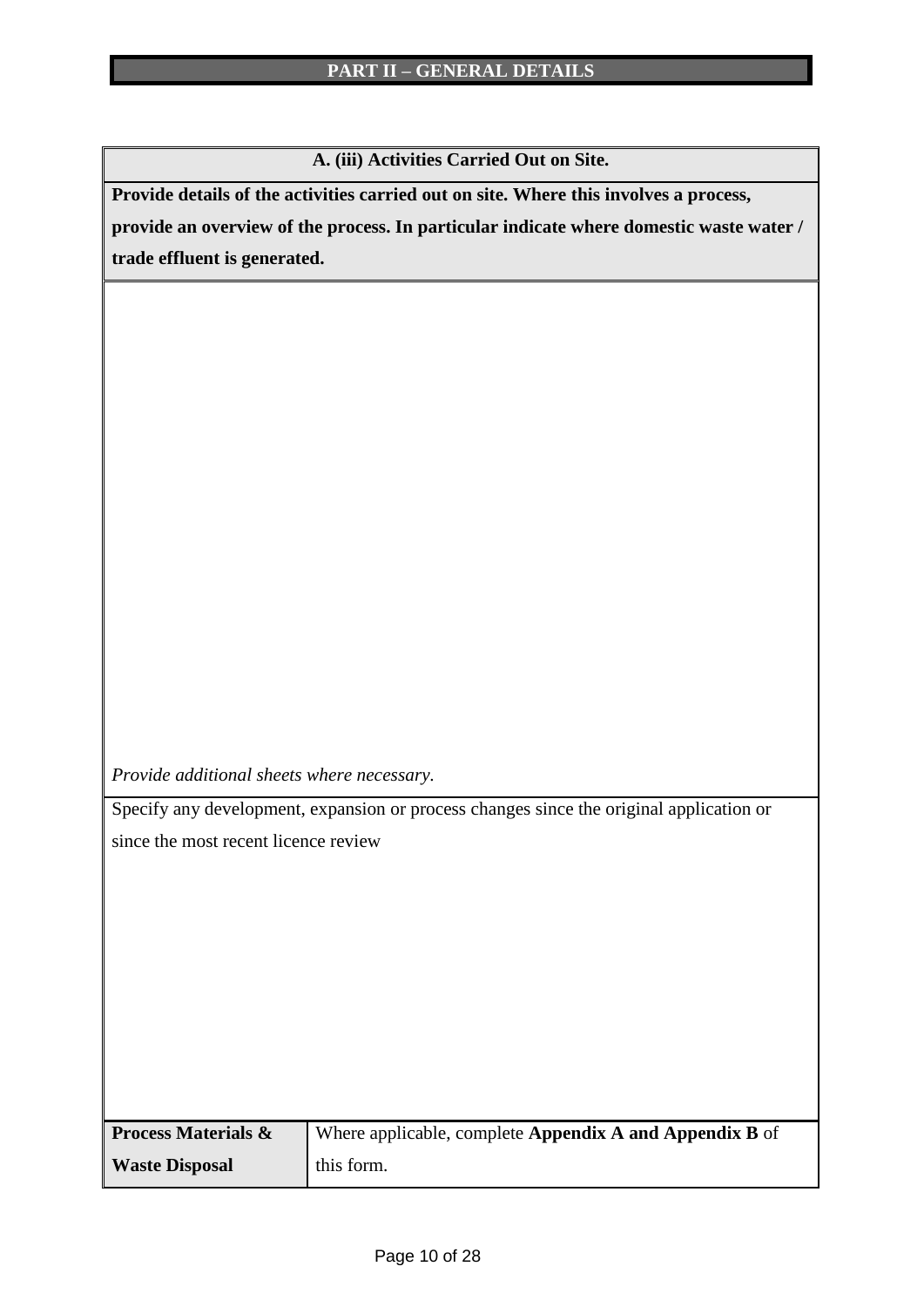## PART II – GENERAL DETAILS

| **A. (iii) Activities Carried Out on Site.** |
| --- |
| **Provide details of the activities carried out on site. Where this involves a process, provide an overview of the process. In particular indicate where domestic waste water / trade effluent is generated.** |
| *Provide additional sheets where necessary.* |
| Specify any development, expansion or process changes since the original application or since the most recent licence review |

| **Process Materials & Waste Disposal** | Where applicable, complete **Appendix A and Appendix B** of this form. |
| --- | --- |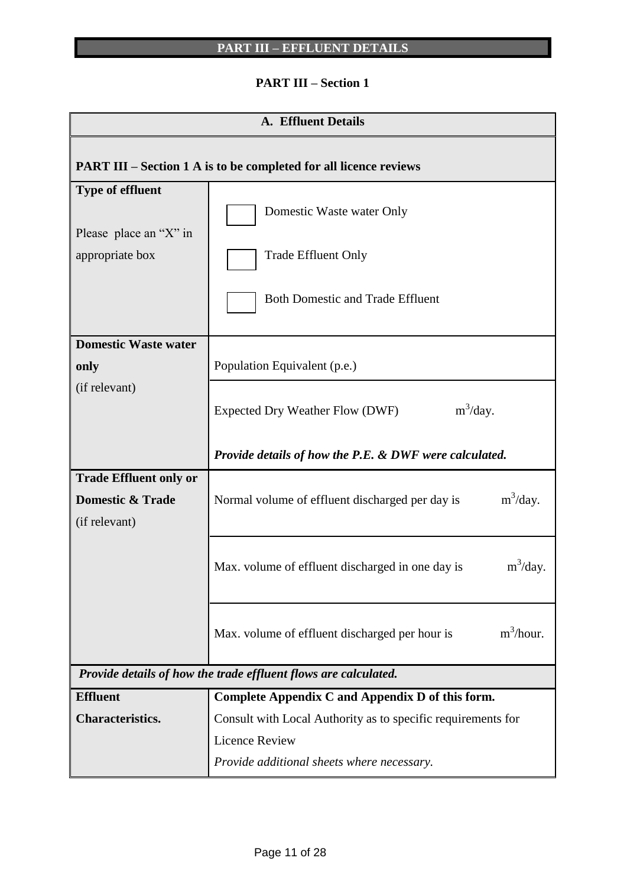# PART III – EFFLUENT DETAILS

## PART III – Section 1

| A. Effluent Details | |
|---|---|
| **PART III – Section 1 A is to be completed for all licence reviews** | |
| **Type of effluent**<br><br>Please place an "X" in appropriate box | ☐ Domestic Waste water Only<br><br>☐ Trade Effluent Only<br><br>☐ Both Domestic and Trade Effluent |
| **Domestic Waste water only**<br>(if relevant) | Population Equivalent (p.e.) |
| | Expected Dry Weather Flow (DWF) $m^3$/day.<br><br>***Provide details of how the P.E. & DWF were calculated.*** |
| **Trade Effluent only or Domestic & Trade**<br>(if relevant) | Normal volume of effluent discharged per day is $m^3$/day. |
| | Max. volume of effluent discharged in one day is $m^3$/day. |
| | Max. volume of effluent discharged per hour is $m^3$/hour. |
| ***Provide details of how the trade effluent flows are calculated.*** | |
| **Effluent Characteristics.** | **Complete Appendix C and Appendix D of this form.**<br>Consult with Local Authority as to specific requirements for Licence Review<br>*Provide additional sheets where necessary.* |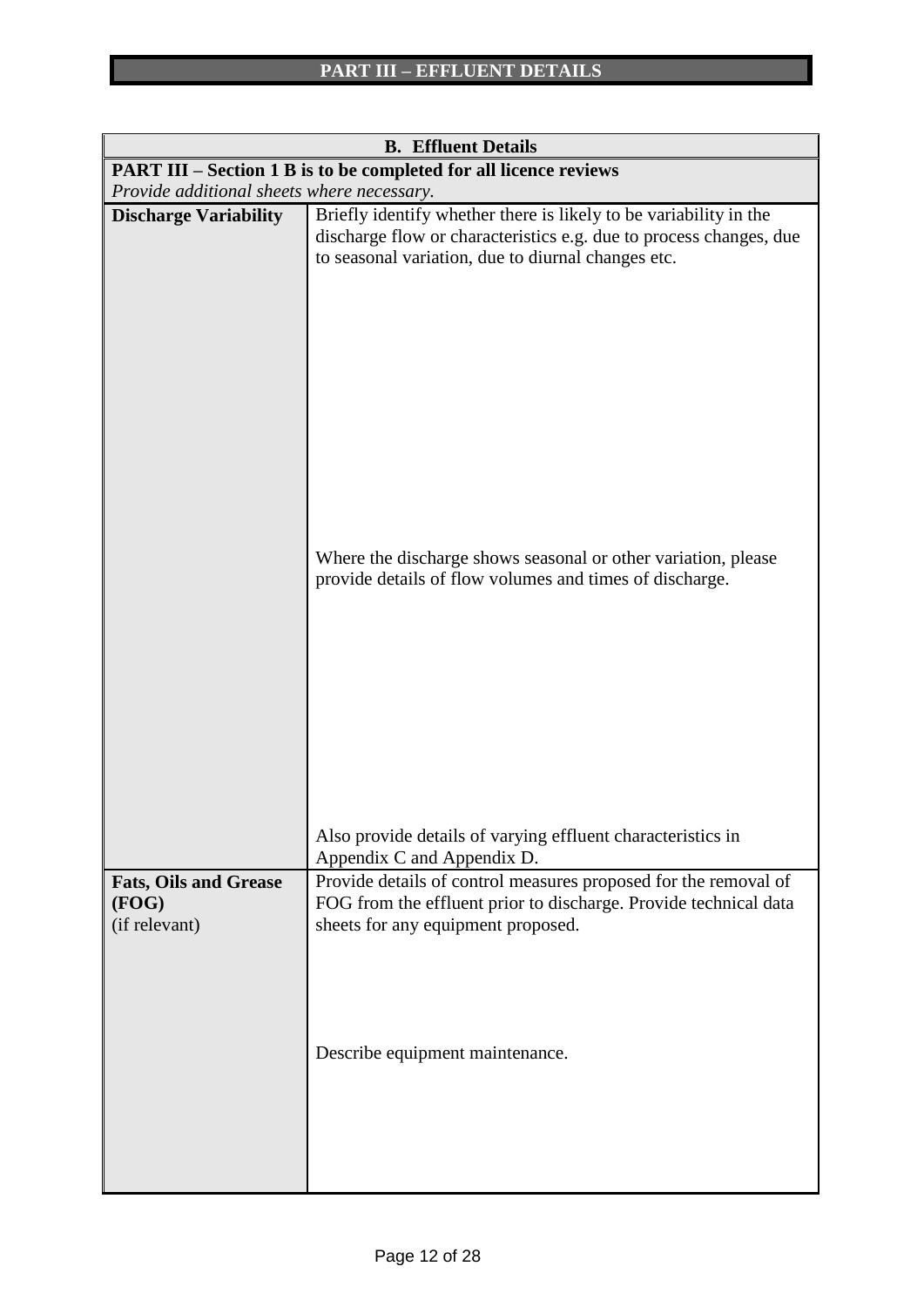# PART III – EFFLUENT DETAILS

| **B. Effluent Details** | |
|---|---|
| **PART III – Section 1 B is to be completed for all licence reviews** | |
| *Provide additional sheets where necessary.* | |
| **Discharge Variability** | Briefly identify whether there is likely to be variability in the discharge flow or characteristics e.g. due to process changes, due to seasonal variation, due to diurnal changes etc.<br><br>Where the discharge shows seasonal or other variation, please provide details of flow volumes and times of discharge.<br><br>Also provide details of varying effluent characteristics in Appendix C and Appendix D. |
| **Fats, Oils and Grease (FOG)** (if relevant) | Provide details of control measures proposed for the removal of FOG from the effluent prior to discharge. Provide technical data sheets for any equipment proposed.<br><br>Describe equipment maintenance. |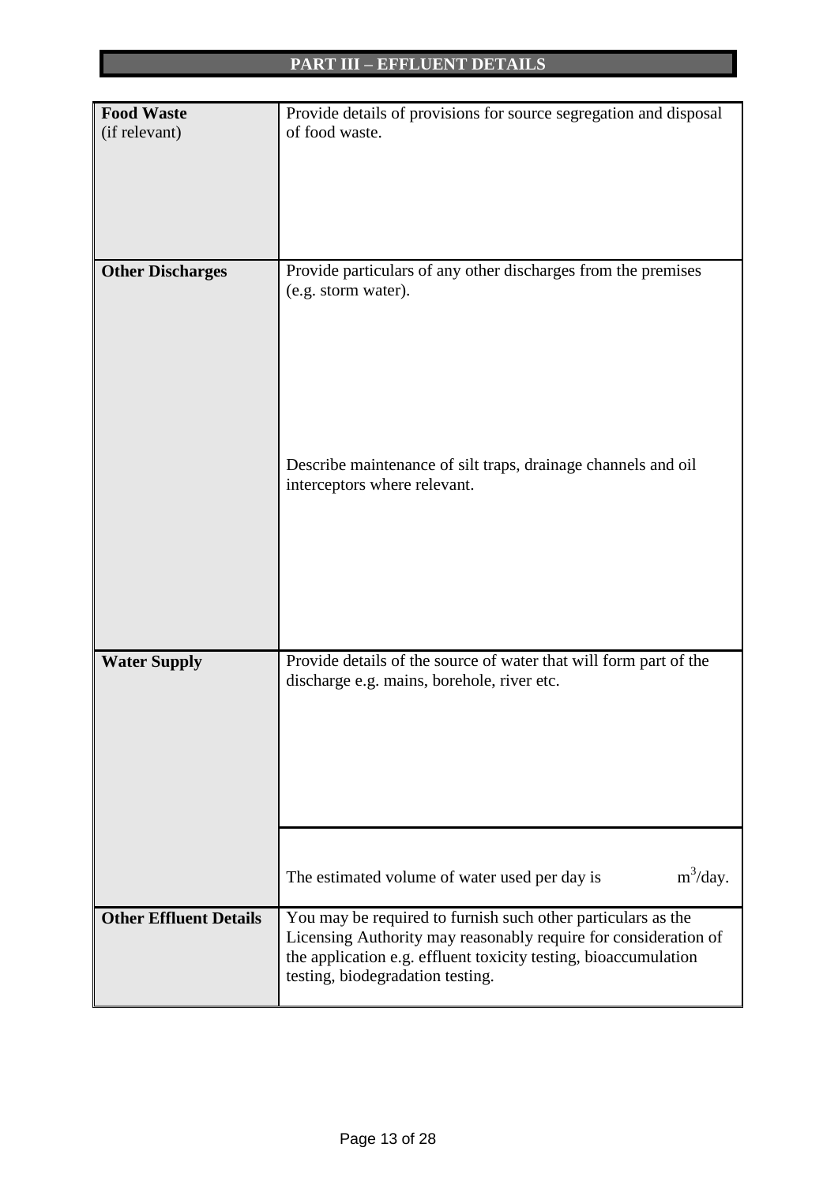## PART III – EFFLUENT DETAILS

| | |
|---|---|
| **Food Waste** (if relevant) | Provide details of provisions for source segregation and disposal of food waste. |
| **Other Discharges** | Provide particulars of any other discharges from the premises (e.g. storm water).<br><br>Describe maintenance of silt traps, drainage channels and oil interceptors where relevant. |
| **Water Supply** | Provide details of the source of water that will form part of the discharge e.g. mains, borehole, river etc. |
| | The estimated volume of water used per day is $m^3$/day. |
| **Other Effluent Details** | You may be required to furnish such other particulars as the Licensing Authority may reasonably require for consideration of the application e.g. effluent toxicity testing, bioaccumulation testing, biodegradation testing. |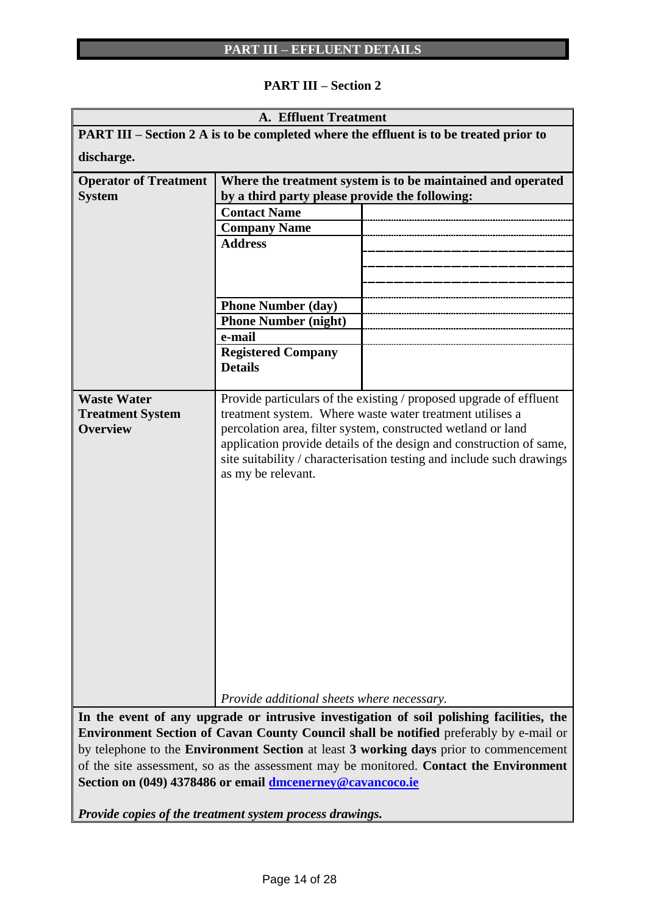# PART III – EFFLUENT DETAILS

## PART III – Section 2

| A. Effluent Treatment | | |
|---|---|---|
| **PART III – Section 2 A is to be completed where the effluent is to be treated prior to discharge.** | | |
| **Operator of Treatment System** | **Where the treatment system is to be maintained and operated by a third party please provide the following:** | |
| | **Contact Name** | |
| | **Company Name** | |
| | **Address** | |
| | **Phone Number (day)** | |
| | **Phone Number (night)** | |
| | **e-mail** | |
| | **Registered Company Details** | |
| **Waste Water Treatment System Overview** | Provide particulars of the existing / proposed upgrade of effluent treatment system. Where waste water treatment utilises a percolation area, filter system, constructed wetland or land application provide details of the design and construction of same, site suitability / characterisation testing and include such drawings as my be relevant.<br><br>*Provide additional sheets where necessary.* | |

**In the event of any upgrade or intrusive investigation of soil polishing facilities, the Environment Section of Cavan County Council shall be notified** preferably by e-mail or by telephone to the **Environment Section** at least **3 working days** prior to commencement of the site assessment, so as the assessment may be monitored. **Contact the Environment Section on (049) 4378486 or email dmcenerney@cavancoco.ie**

***Provide copies of the treatment system process drawings.***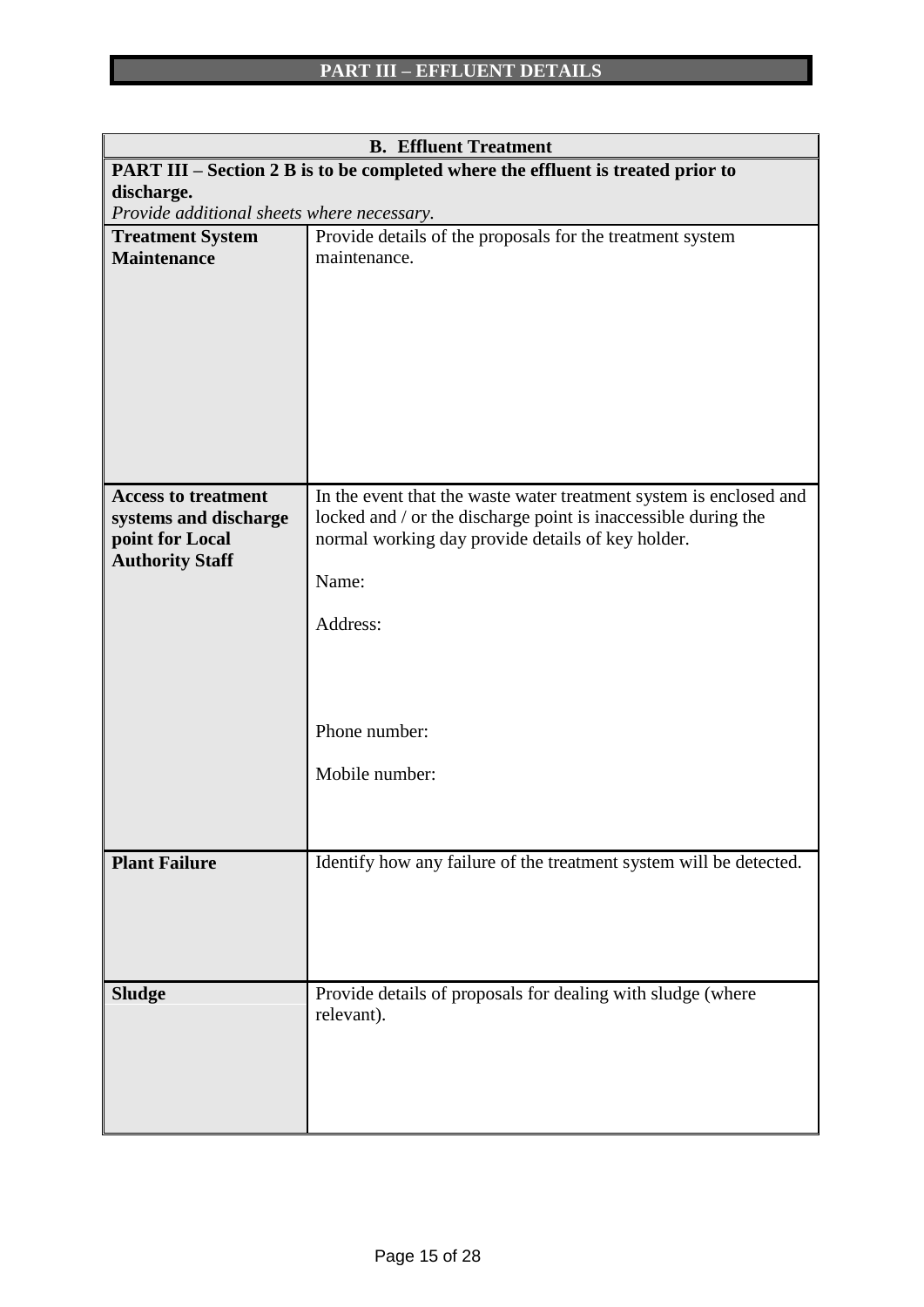# PART III – EFFLUENT DETAILS

| **B. Effluent Treatment** | |
|---|---|
| **PART III – Section 2 B is to be completed where the effluent is treated prior to discharge.**<br>*Provide additional sheets where necessary.* | |
| **Treatment System Maintenance** | Provide details of the proposals for the treatment system maintenance. |
| **Access to treatment systems and discharge point for Local Authority Staff** | In the event that the waste water treatment system is enclosed and locked and / or the discharge point is inaccessible during the normal working day provide details of key holder.<br><br>Name:<br><br>Address:<br><br>Phone number:<br><br>Mobile number: |
| **Plant Failure** | Identify how any failure of the treatment system will be detected. |
| **Sludge** | Provide details of proposals for dealing with sludge (where relevant). |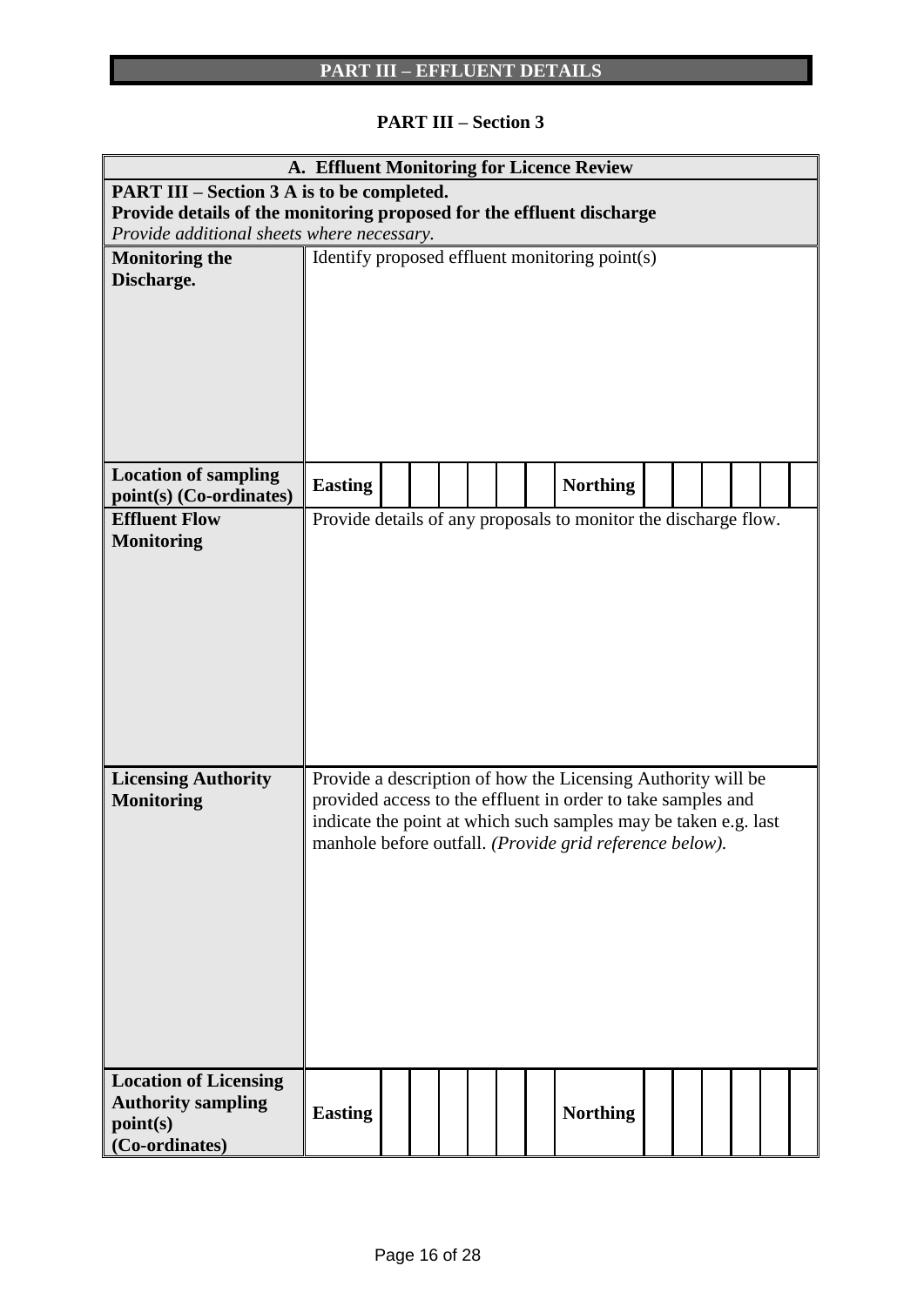# PART III – EFFLUENT DETAILS

## PART III – Section 3

| **A. Effluent Monitoring for Licence Review** | | | | | | | | | | | | | | |
|---|---|---|---|---|---|---|---|---|---|---|---|---|---|---|
| **PART III – Section 3 A is to be completed.** **Provide details of the monitoring proposed for the effluent discharge** *Provide additional sheets where necessary.* | | | | | | | | | | | | | | |
| **Monitoring the Discharge.** | Identify proposed effluent monitoring point(s) | | | | | | | | | | | | | |
| **Location of sampling point(s) (Co-ordinates)** | **Easting** | | | | | | | **Northing** | | | | | | |
| **Effluent Flow Monitoring** | Provide details of any proposals to monitor the discharge flow. | | | | | | | | | | | | | |
| **Licensing Authority Monitoring** | Provide a description of how the Licensing Authority will be provided access to the effluent in order to take samples and indicate the point at which such samples may be taken e.g. last manhole before outfall. *(Provide grid reference below).* | | | | | | | | | | | | | |
| **Location of Licensing Authority sampling point(s) (Co-ordinates)** | **Easting** | | | | | | | **Northing** | | | | | | |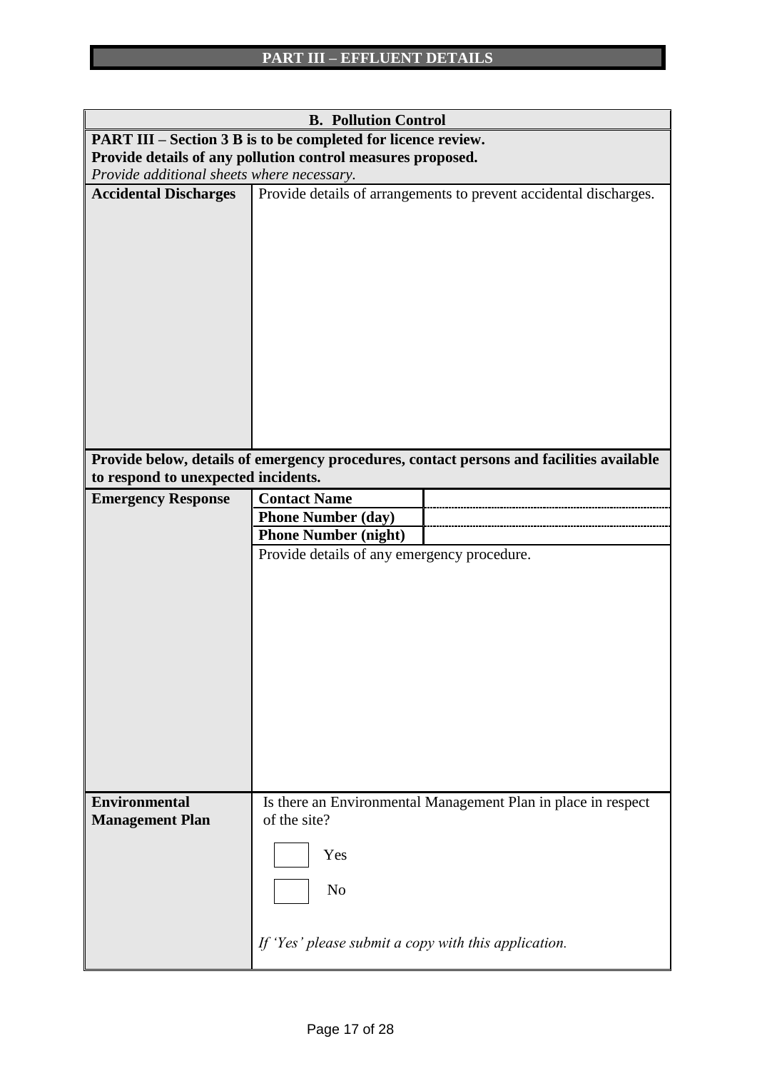# PART III – EFFLUENT DETAILS

| **B. Pollution Control** | | |
|---|---|---|
| **PART III – Section 3 B is to be completed for licence review.**<br>**Provide details of any pollution control measures proposed.**<br>*Provide additional sheets where necessary.* | | |
| **Accidental Discharges** | Provide details of arrangements to prevent accidental discharges. | |
| **Provide below, details of emergency procedures, contact persons and facilities available to respond to unexpected incidents.** | | |
| **Emergency Response** | **Contact Name** | |
| | **Phone Number (day)** | |
| | **Phone Number (night)** | |
| | Provide details of any emergency procedure. | |
| **Environmental Management Plan** | Is there an Environmental Management Plan in place in respect of the site?<br><br>☐ Yes<br><br>☐ No<br><br>*If 'Yes' please submit a copy with this application.* | |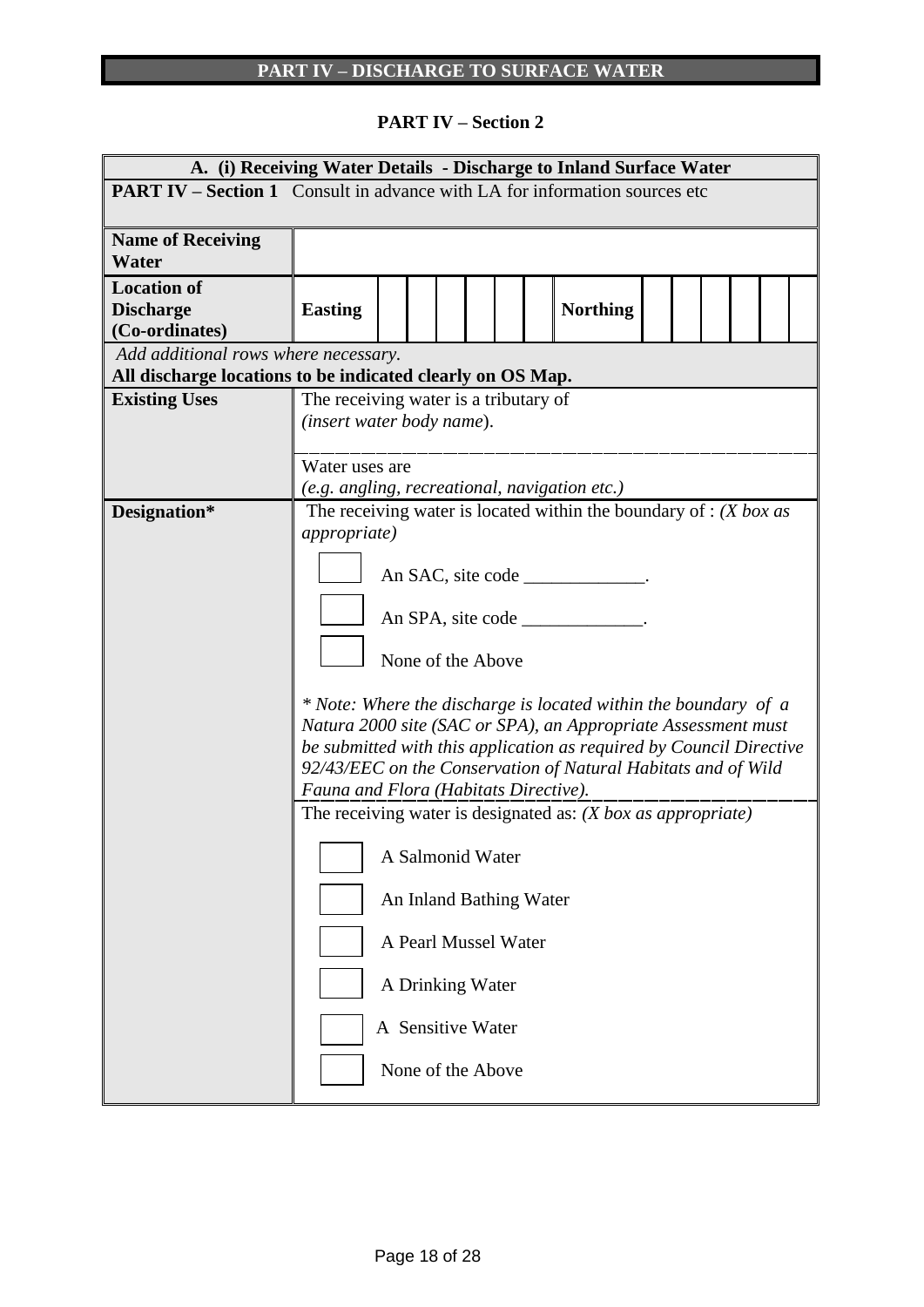# PART IV – DISCHARGE TO SURFACE WATER

## PART IV – Section 2

| A. (i) Receiving Water Details - Discharge to Inland Surface Water | | | | | | | | | | | | | | |
|---|---|---|---|---|---|---|---|---|---|---|---|---|---|---|
| **PART IV – Section 1** Consult in advance with LA for information sources etc | | | | | | | | | | | | | | |
| **Name of Receiving Water** | | | | | | | | | | | | | | |
| **Location of Discharge (Co-ordinates)** | **Easting** | | | | | | | **Northing** | | | | | | |
| *Add additional rows where necessary.* **All discharge locations to be indicated clearly on OS Map.** | | | | | | | | | | | | | | |
| **Existing Uses** | The receiving water is a tributary of *(insert water body name)*. | | | | | | | | | | | | | |
| | Water uses are *(e.g. angling, recreational, navigation etc.)* | | | | | | | | | | | | | |
| **Designation*** | The receiving water is located within the boundary of : *(X box as appropriate)* <br> ☐ An SAC, site code _____________. <br> ☐ An SPA, site code _____________. <br> ☐ None of the Above <br> *\* Note: Where the discharge is located within the boundary of a Natura 2000 site (SAC or SPA), an Appropriate Assessment must be submitted with this application as required by Council Directive 92/43/EEC on the Conservation of Natural Habitats and of Wild Fauna and Flora (Habitats Directive).* | | | | | | | | | | | | | |
| | The receiving water is designated as: *(X box as appropriate)* <br> ☐ A Salmonid Water <br> ☐ An Inland Bathing Water <br> ☐ A Pearl Mussel Water <br> ☐ A Drinking Water <br> ☐ A Sensitive Water <br> ☐ None of the Above | | | | | | | | | | | | | |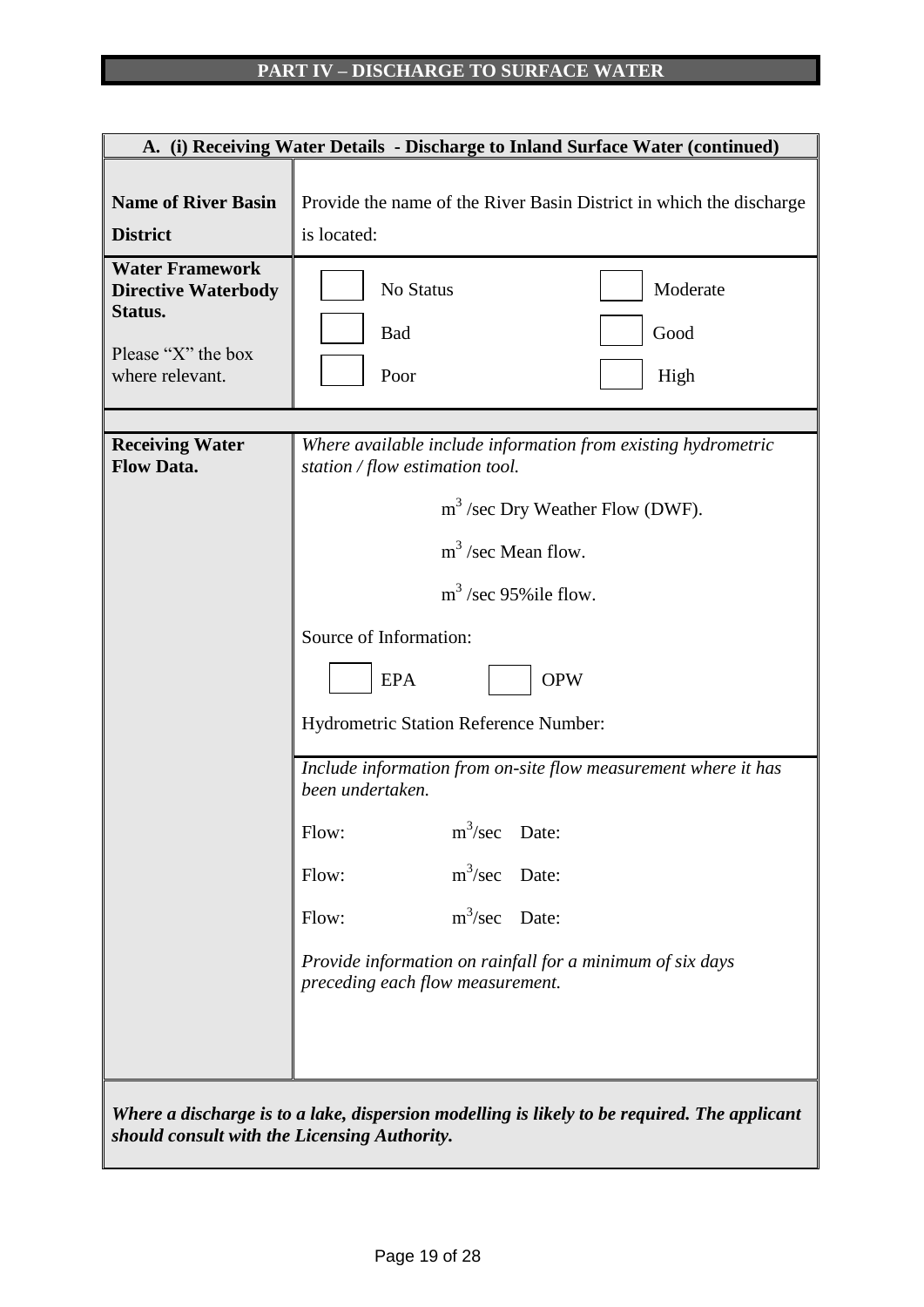# PART IV – DISCHARGE TO SURFACE WATER

| **A. (i) Receiving Water Details - Discharge to Inland Surface Water (continued)** | |
|---|---|
| **Name of River Basin District** | Provide the name of the River Basin District in which the discharge is located: |
| **Water Framework Directive Waterbody Status.** <br><br> Please "X" the box where relevant. | ☐ No Status ☐ Moderate <br> ☐ Bad ☐ Good <br> ☐ Poor ☐ High |
| **Receiving Water Flow Data.** | *Where available include information from existing hydrometric station / flow estimation tool.* <br><br> $m^3$ /sec Dry Weather Flow (DWF). <br> $m^3$ /sec Mean flow. <br> $m^3$ /sec 95%ile flow. <br><br> Source of Information: <br> ☐ EPA ☐ OPW <br><br> Hydrometric Station Reference Number: |
| | *Include information from on-site flow measurement where it has been undertaken.* <br><br> Flow: $m^3$/sec Date: <br> Flow: $m^3$/sec Date: <br> Flow: $m^3$/sec Date: <br><br> *Provide information on rainfall for a minimum of six days preceding each flow measurement.* |

***Where a discharge is to a lake, dispersion modelling is likely to be required. The applicant should consult with the Licensing Authority.***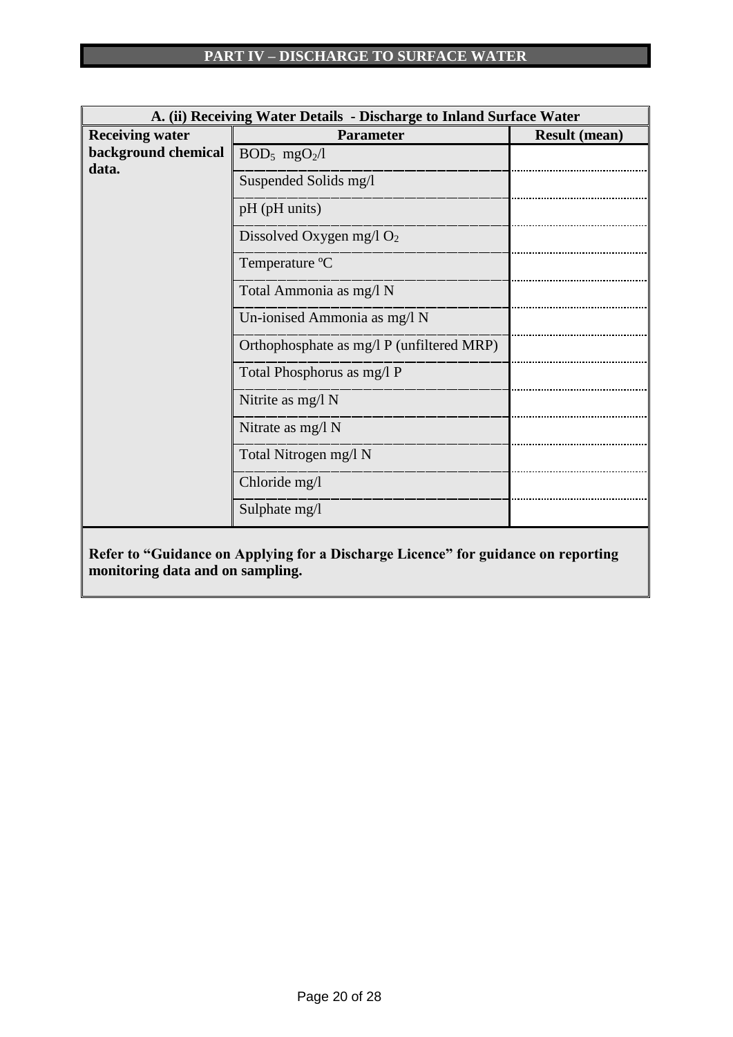# PART IV – DISCHARGE TO SURFACE WATER

| A. (ii) Receiving Water Details - Discharge to Inland Surface Water | | |
|---|---|---|
| **Receiving water background chemical data.** | **Parameter** | **Result (mean)** |
| | $BOD_5$ $mgO_2/l$ | |
| | Suspended Solids mg/l | |
| | pH (pH units) | |
| | Dissolved Oxygen mg/l $O_2$ | |
| | Temperature ºC | |
| | Total Ammonia as mg/l N | |
| | Un-ionised Ammonia as mg/l N | |
| | Orthophosphate as mg/l P (unfiltered MRP) | |
| | Total Phosphorus as mg/l P | |
| | Nitrite as mg/l N | |
| | Nitrate as mg/l N | |
| | Total Nitrogen mg/l N | |
| | Chloride mg/l | |
| | Sulphate mg/l | |

**Refer to "Guidance on Applying for a Discharge Licence" for guidance on reporting monitoring data and on sampling.**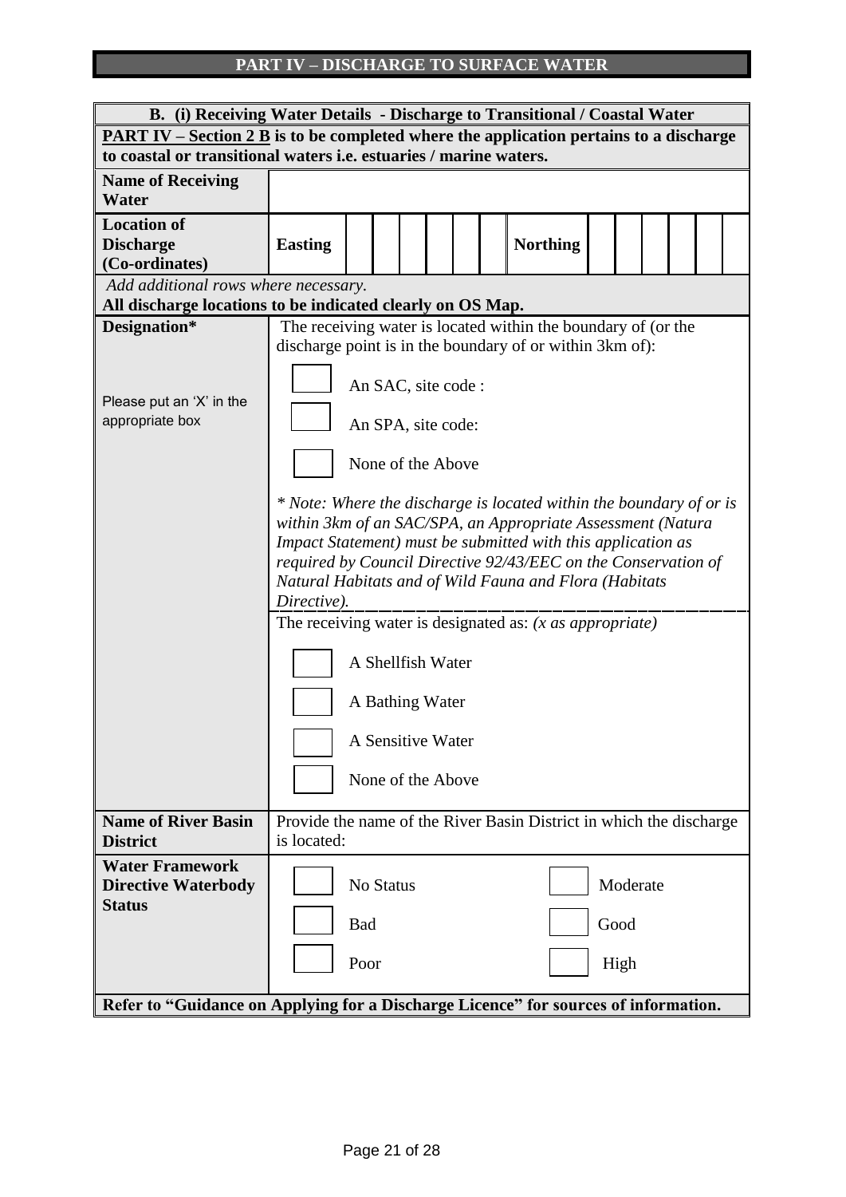# PART IV – DISCHARGE TO SURFACE WATER

| **B. (i) Receiving Water Details - Discharge to Transitional / Coastal Water** | |
|---|---|
| **PART IV – Section 2 B is to be completed where the application pertains to a discharge to coastal or transitional waters i.e. estuaries / marine waters.** | |
| **Name of Receiving Water** | |
| **Location of Discharge (Co-ordinates)** | **Easting** ☐☐☐☐☐☐ **Northing** ☐☐☐☐☐☐ |
| *Add additional rows where necessary.* **All discharge locations to be indicated clearly on OS Map.** | |
| **Designation*** <br><br> Please put an 'X' in the appropriate box | The receiving water is located within the boundary of (or the discharge point is in the boundary of or within 3km of): <br><br> ☐ An SAC, site code : <br> ☐ An SPA, site code: <br> ☐ None of the Above <br><br> *\* Note: Where the discharge is located within the boundary of or is within 3km of an SAC/SPA, an Appropriate Assessment (Natura Impact Statement) must be submitted with this application as required by Council Directive 92/43/EEC on the Conservation of Natural Habitats and of Wild Fauna and Flora (Habitats Directive).* <br><br> The receiving water is designated as: *(x as appropriate)* <br><br> ☐ A Shellfish Water <br> ☐ A Bathing Water <br> ☐ A Sensitive Water <br> ☐ None of the Above |
| **Name of River Basin District** | Provide the name of the River Basin District in which the discharge is located: |
| **Water Framework Directive Waterbody Status** | ☐ No Status ☐ Moderate <br> ☐ Bad ☐ Good <br> ☐ Poor ☐ High |
| **Refer to "Guidance on Applying for a Discharge Licence" for sources of information.** | |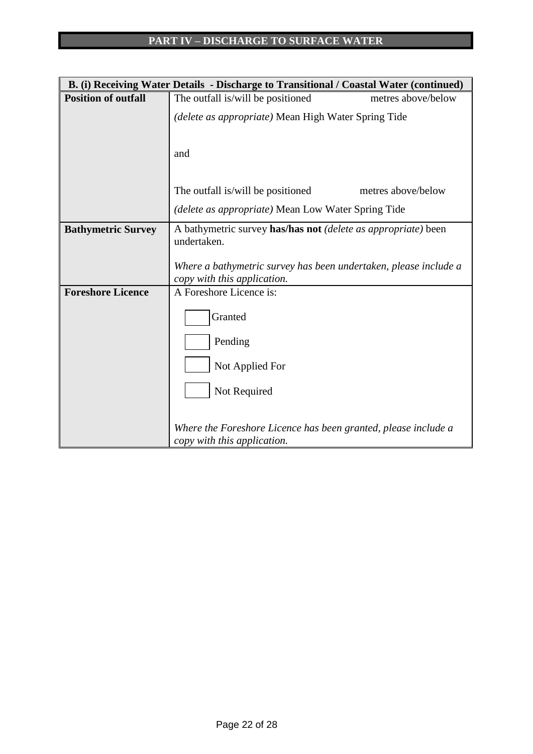## PART IV – DISCHARGE TO SURFACE WATER

| B. (i) Receiving Water Details - Discharge to Transitional / Coastal Water (continued) | |
|---|---|
| **Position of outfall** | The outfall is/will be positioned metres above/below *(delete as appropriate)* Mean High Water Spring Tide<br><br>and<br><br>The outfall is/will be positioned metres above/below *(delete as appropriate)* Mean Low Water Spring Tide |
| **Bathymetric Survey** | A bathymetric survey **has/has not** *(delete as appropriate)* been undertaken.<br><br>*Where a bathymetric survey has been undertaken, please include a copy with this application.* |
| **Foreshore Licence** | A Foreshore Licence is:<br><br>☐ Granted<br><br>☐ Pending<br><br>☐ Not Applied For<br><br>☐ Not Required<br><br>*Where the Foreshore Licence has been granted, please include a copy with this application.* |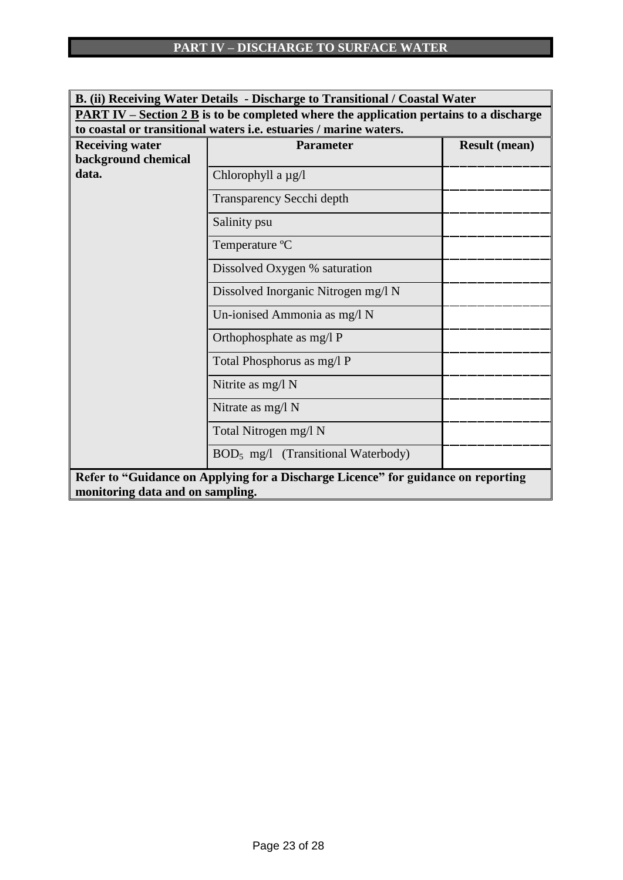# PART IV – DISCHARGE TO SURFACE WATER

**B. (ii) Receiving Water Details - Discharge to Transitional / Coastal Water**

**PART IV – Section 2 B is to be completed where the application pertains to a discharge to coastal or transitional waters i.e. estuaries / marine waters.**

| **Receiving water background chemical data.** | **Parameter** | **Result (mean)** |
|---|---|---|
| | Chlorophyll a µg/l | |
| | Transparency Secchi depth | |
| | Salinity psu | |
| | Temperature ºC | |
| | Dissolved Oxygen % saturation | |
| | Dissolved Inorganic Nitrogen mg/l N | |
| | Un-ionised Ammonia as mg/l N | |
| | Orthophosphate as mg/l P | |
| | Total Phosphorus as mg/l P | |
| | Nitrite as mg/l N | |
| | Nitrate as mg/l N | |
| | Total Nitrogen mg/l N | |
| | $BOD_5$ mg/l (Transitional Waterbody) | |

**Refer to "Guidance on Applying for a Discharge Licence" for guidance on reporting monitoring data and on sampling.**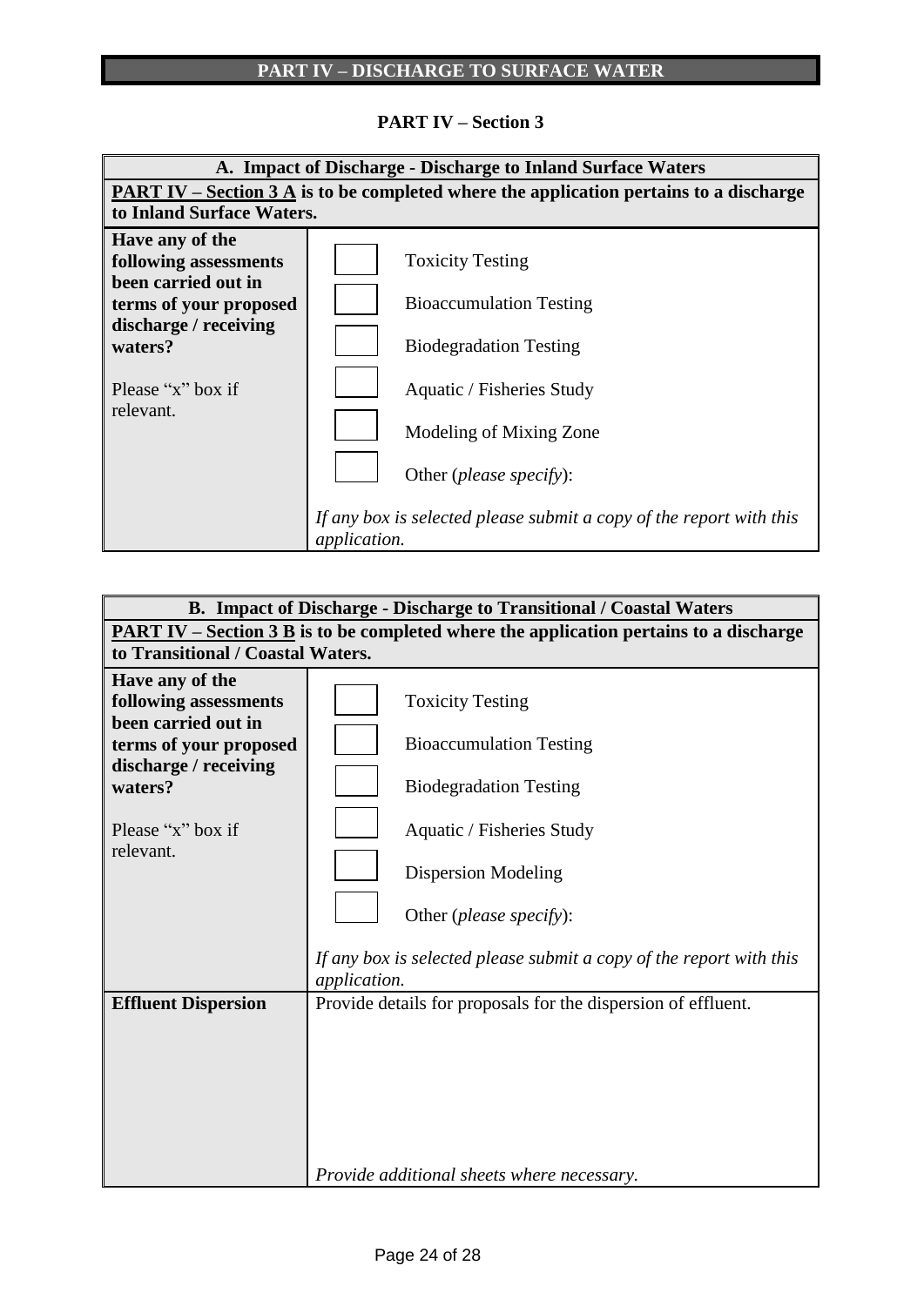# PART IV – DISCHARGE TO SURFACE WATER

## PART IV – Section 3

| A. Impact of Discharge - Discharge to Inland Surface Waters | |
|---|---|
| **<u>PART IV – Section 3 A</u> is to be completed where the application pertains to a discharge to Inland Surface Waters.** | |
| **Have any of the following assessments been carried out in terms of your proposed discharge / receiving waters?**<br><br>Please "x" box if relevant. | ☐ Toxicity Testing<br>☐ Bioaccumulation Testing<br>☐ Biodegradation Testing<br>☐ Aquatic / Fisheries Study<br>☐ Modeling of Mixing Zone<br>☐ Other (*please specify*):<br><br>*If any box is selected please submit a copy of the report with this application.* |

| B. Impact of Discharge - Discharge to Transitional / Coastal Waters | |
|---|---|
| **<u>PART IV – Section 3 B</u> is to be completed where the application pertains to a discharge to Transitional / Coastal Waters.** | |
| **Have any of the following assessments been carried out in terms of your proposed discharge / receiving waters?**<br><br>Please "x" box if relevant. | ☐ Toxicity Testing<br>☐ Bioaccumulation Testing<br>☐ Biodegradation Testing<br>☐ Aquatic / Fisheries Study<br>☐ Dispersion Modeling<br>☐ Other (*please specify*):<br><br>*If any box is selected please submit a copy of the report with this application.* |
| **Effluent Dispersion** | Provide details for proposals for the dispersion of effluent.<br><br><br><br>*Provide additional sheets where necessary.* |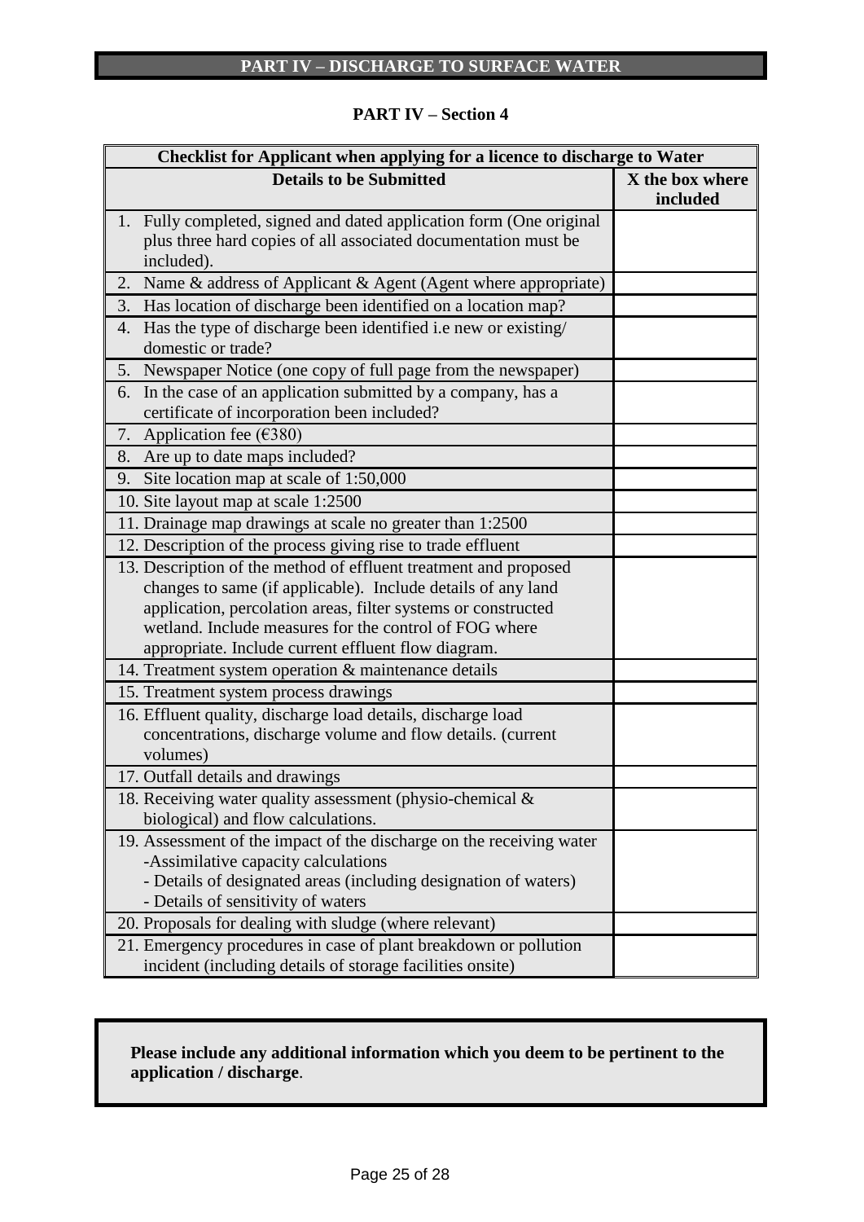# PART IV – DISCHARGE TO SURFACE WATER

## PART IV – Section 4

| Checklist for Applicant when applying for a licence to discharge to Water | |
|---|---|
| **Details to be Submitted** | **X the box where included** |
| 1. Fully completed, signed and dated application form (One original plus three hard copies of all associated documentation must be included). | |
| 2. Name & address of Applicant & Agent (Agent where appropriate) | |
| 3. Has location of discharge been identified on a location map? | |
| 4. Has the type of discharge been identified i.e new or existing/ domestic or trade? | |
| 5. Newspaper Notice (one copy of full page from the newspaper) | |
| 6. In the case of an application submitted by a company, has a certificate of incorporation been included? | |
| 7. Application fee (€380) | |
| 8. Are up to date maps included? | |
| 9. Site location map at scale of 1:50,000 | |
| 10. Site layout map at scale 1:2500 | |
| 11. Drainage map drawings at scale no greater than 1:2500 | |
| 12. Description of the process giving rise to trade effluent | |
| 13. Description of the method of effluent treatment and proposed changes to same (if applicable). Include details of any land application, percolation areas, filter systems or constructed wetland. Include measures for the control of FOG where appropriate. Include current effluent flow diagram. | |
| 14. Treatment system operation & maintenance details | |
| 15. Treatment system process drawings | |
| 16. Effluent quality, discharge load details, discharge load concentrations, discharge volume and flow details. (current volumes) | |
| 17. Outfall details and drawings | |
| 18. Receiving water quality assessment (physio-chemical & biological) and flow calculations. | |
| 19. Assessment of the impact of the discharge on the receiving water -Assimilative capacity calculations - Details of designated areas (including designation of waters) - Details of sensitivity of waters | |
| 20. Proposals for dealing with sludge (where relevant) | |
| 21. Emergency procedures in case of plant breakdown or pollution incident (including details of storage facilities onsite) | |

**Please include any additional information which you deem to be pertinent to the application / discharge**.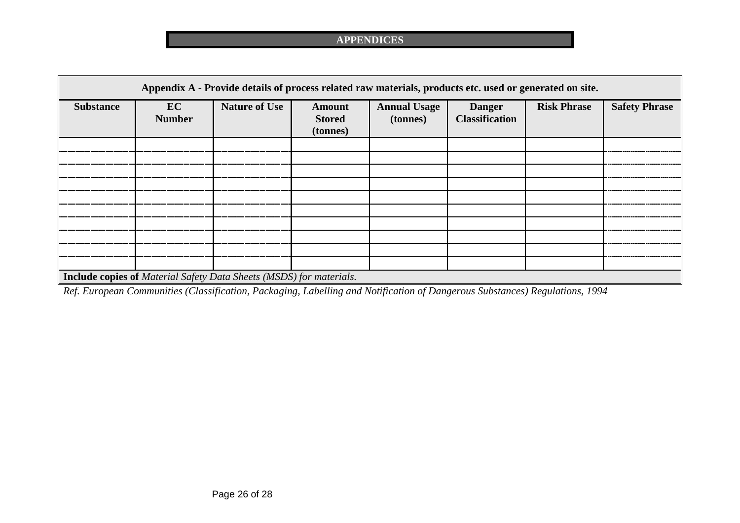# APPENDICES

**Appendix A - Provide details of process related raw materials, products etc. used or generated on site.**

| Substance | EC Number | Nature of Use | Amount Stored (tonnes) | Annual Usage (tonnes) | Danger Classification | Risk Phrase | Safety Phrase |
|---|---|---|---|---|---|---|---|
| | | | | | | | |
| | | | | | | | |
| | | | | | | | |
| | | | | | | | |
| | | | | | | | |
| | | | | | | | |
| | | | | | | | |
| | | | | | | | |
| | | | | | | | |
| | | | | | | | |

**Include copies of** *Material Safety Data Sheets (MSDS) for materials.*

*Ref. European Communities (Classification, Packaging, Labelling and Notification of Dangerous Substances) Regulations, 1994*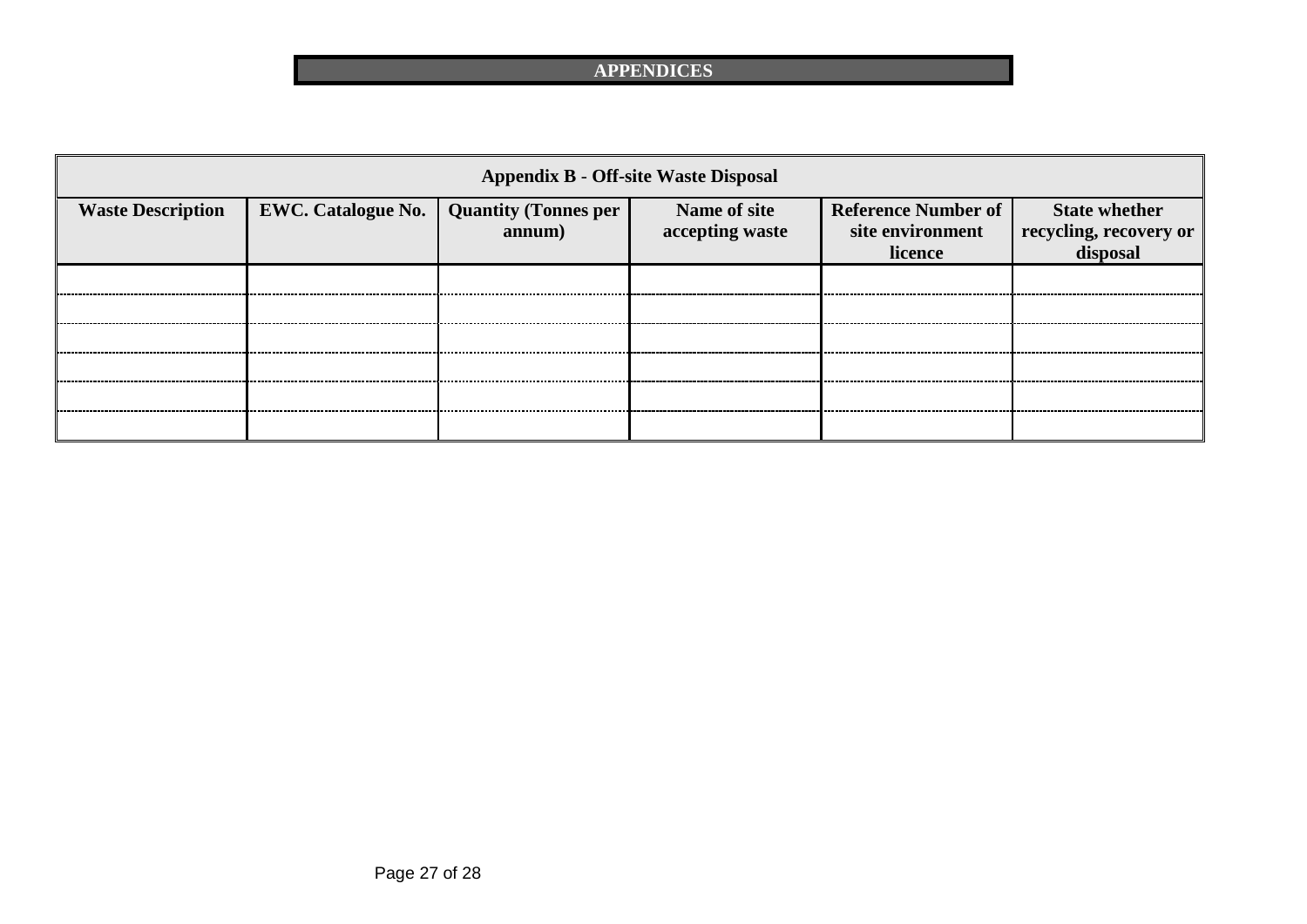# APPENDICES

| Appendix B - Off-site Waste Disposal | | | | | |
|---|---|---|---|---|---|
| **Waste Description** | **EWC. Catalogue No.** | **Quantity (Tonnes per annum)** | **Name of site accepting waste** | **Reference Number of site environment licence** | **State whether recycling, recovery or disposal** |
| | | | | | |
| | | | | | |
| | | | | | |
| | | | | | |
| | | | | | |
| | | | | | |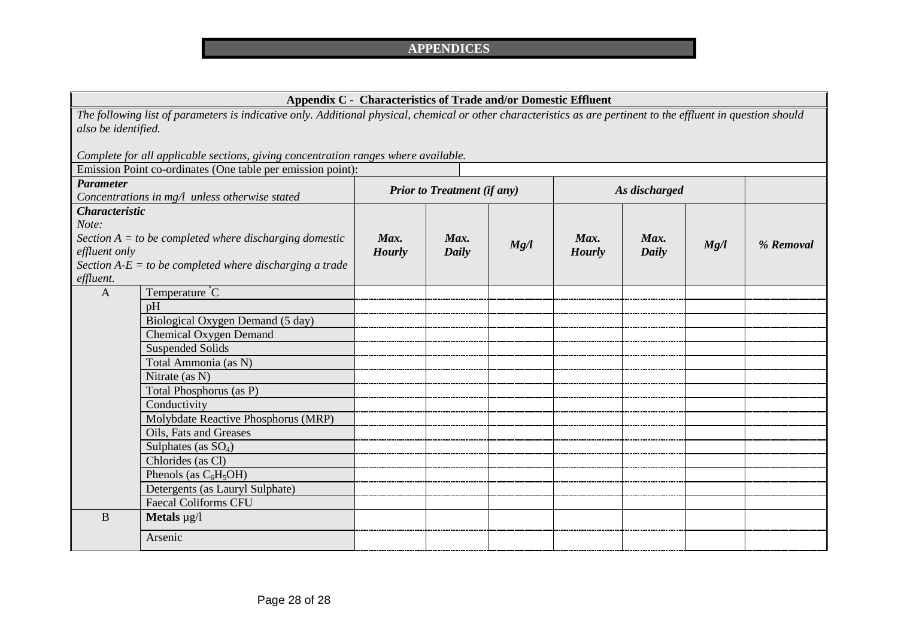# APPENDICES

**Appendix C - Characteristics of Trade and/or Domestic Effluent**

*The following list of parameters is indicative only. Additional physical, chemical or other characteristics as are pertinent to the effluent in question should also be identified.*

*Complete for all applicable sections, giving concentration ranges where available.*

Emission Point co-ordinates (One table per emission point):

| ***Parameter*** *Concentrations in mg/l unless otherwise stated* | | ***Prior to Treatment (if any)*** | | | ***As discharged*** | | | |
|---|---|---|---|---|---|---|---|---|
| ***Characteristic*** *Note: Section A = to be completed where discharging domestic effluent only Section A-E = to be completed where discharging a trade effluent.* | | ***Max. Hourly*** | ***Max. Daily*** | ***Mg/l*** | ***Max. Hourly*** | ***Max. Daily*** | ***Mg/l*** | ***% Removal*** |
| A | Temperature °C | | | | | | | |
| | pH | | | | | | | |
| | Biological Oxygen Demand (5 day) | | | | | | | |
| | Chemical Oxygen Demand | | | | | | | |
| | Suspended Solids | | | | | | | |
| | Total Ammonia (as N) | | | | | | | |
| | Nitrate (as N) | | | | | | | |
| | Total Phosphorus (as P) | | | | | | | |
| | Conductivity | | | | | | | |
| | Molybdate Reactive Phosphorus (MRP) | | | | | | | |
| | Oils, Fats and Greases | | | | | | | |
| | Sulphates (as $SO_4$) | | | | | | | |
| | Chlorides (as Cl) | | | | | | | |
| | Phenols (as $C_6H_5OH$) | | | | | | | |
| | Detergents (as Lauryl Sulphate) | | | | | | | |
| | Faecal Coliforms CFU | | | | | | | |
| B | **Metals** µg/l | | | | | | | |
| | Arsenic | | | | | | | |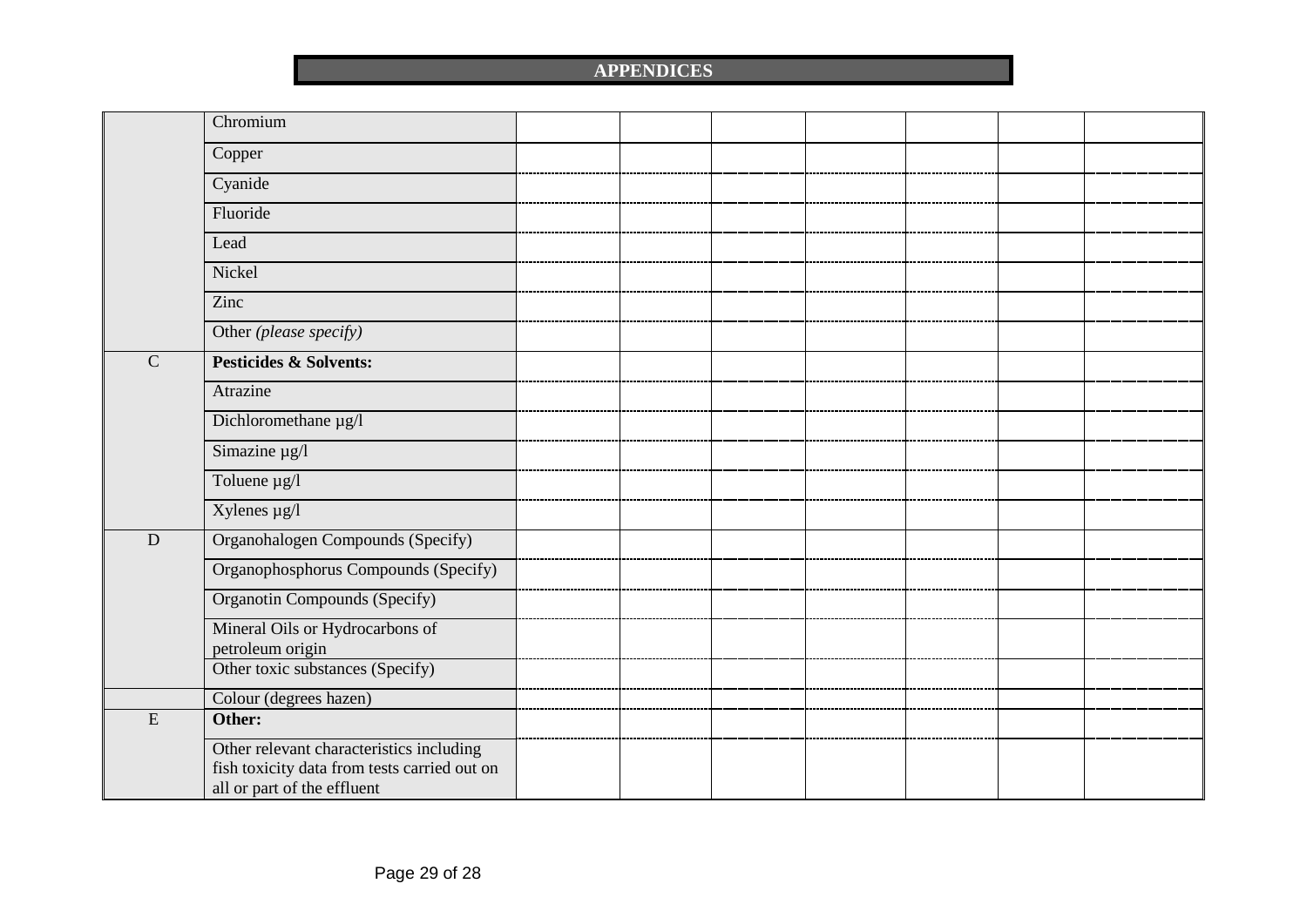## APPENDICES

| | | | | | | | | |
|---|---|---|---|---|---|---|---|---|
| | Chromium | | | | | | | |
| | Copper | | | | | | | |
| | Cyanide | | | | | | | |
| | Fluoride | | | | | | | |
| | Lead | | | | | | | |
| | Nickel | | | | | | | |
| | Zinc | | | | | | | |
| | Other *(please specify)* | | | | | | | |
| C | **Pesticides & Solvents:** | | | | | | | |
| | Atrazine | | | | | | | |
| | Dichloromethane µg/l | | | | | | | |
| | Simazine µg/l | | | | | | | |
| | Toluene µg/l | | | | | | | |
| | Xylenes µg/l | | | | | | | |
| D | Organohalogen Compounds (Specify) | | | | | | | |
| | Organophosphorus Compounds (Specify) | | | | | | | |
| | Organotin Compounds (Specify) | | | | | | | |
| | Mineral Oils or Hydrocarbons of petroleum origin | | | | | | | |
| | Other toxic substances (Specify) | | | | | | | |
| | Colour (degrees hazen) | | | | | | | |
| E | **Other:** | | | | | | | |
| | Other relevant characteristics including fish toxicity data from tests carried out on all or part of the effluent | | | | | | | |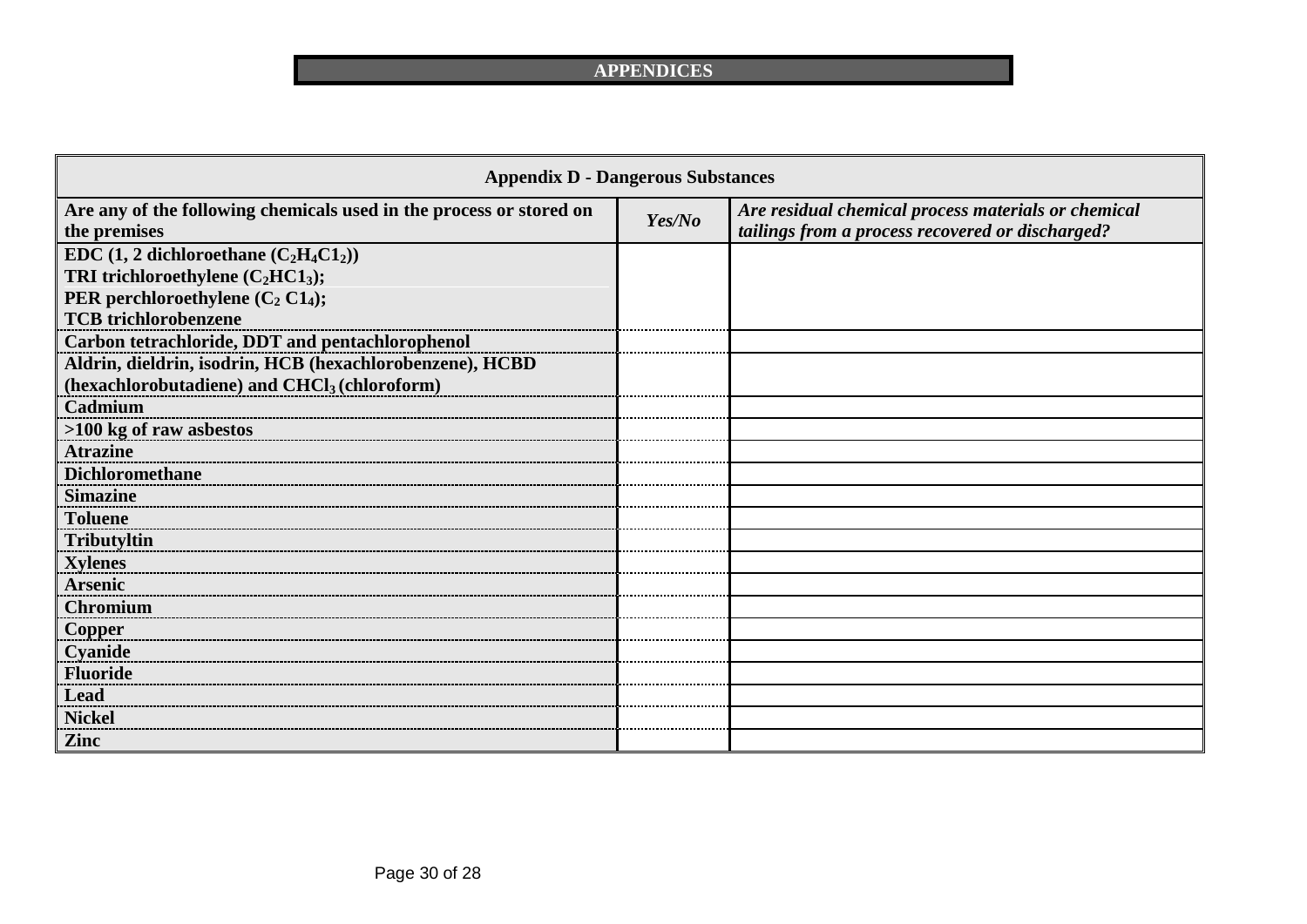## APPENDICES

| **Appendix D - Dangerous Substances** | | |
|---|---|---|
| **Are any of the following chemicals used in the process or stored on the premises** | ***Yes/No*** | ***Are residual chemical process materials or chemical tailings from a process recovered or discharged?*** |
| **EDC (1, 2 dichloroethane ($C_2H_4C1_2$))**<br>**TRI trichloroethylene ($C_2HC1_3$);**<br>**PER perchloroethylene ($C_2$ $C1_4$);**<br>**TCB trichlorobenzene** | | |
| **Carbon tetrachloride, DDT and pentachlorophenol** | | |
| **Aldrin, dieldrin, isodrin, HCB (hexachlorobenzene), HCBD (hexachlorobutadiene) and $CHCl_3$ (chloroform)** | | |
| **Cadmium** | | |
| **>100 kg of raw asbestos** | | |
| **Atrazine** | | |
| **Dichloromethane** | | |
| **Simazine** | | |
| **Toluene** | | |
| **Tributyltin** | | |
| **Xylenes** | | |
| **Arsenic** | | |
| **Chromium** | | |
| **Copper** | | |
| **Cyanide** | | |
| **Fluoride** | | |
| **Lead** | | |
| **Nickel** | | |
| **Zinc** | | |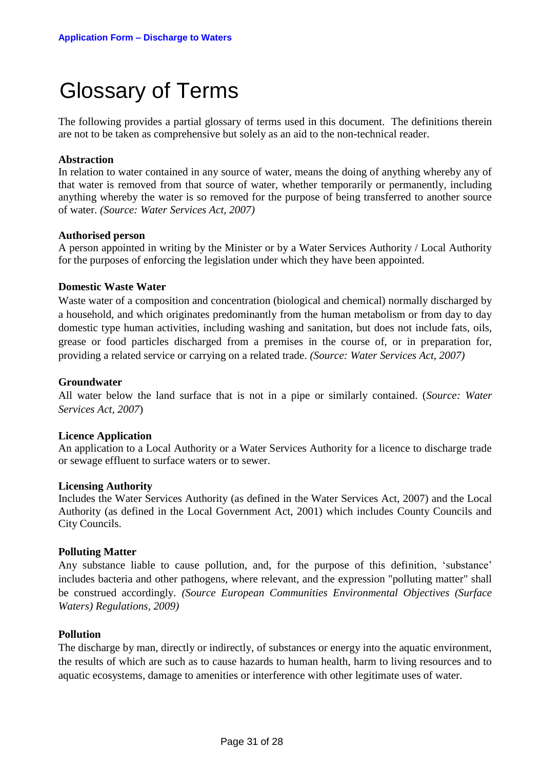# Glossary of Terms

The following provides a partial glossary of terms used in this document. The definitions therein are not to be taken as comprehensive but solely as an aid to the non-technical reader.

**Abstraction**

In relation to water contained in any source of water, means the doing of anything whereby any of that water is removed from that source of water, whether temporarily or permanently, including anything whereby the water is so removed for the purpose of being transferred to another source of water. *(Source: Water Services Act, 2007)*

**Authorised person**

A person appointed in writing by the Minister or by a Water Services Authority / Local Authority for the purposes of enforcing the legislation under which they have been appointed.

**Domestic Waste Water**

Waste water of a composition and concentration (biological and chemical) normally discharged by a household, and which originates predominantly from the human metabolism or from day to day domestic type human activities, including washing and sanitation, but does not include fats, oils, grease or food particles discharged from a premises in the course of, or in preparation for, providing a related service or carrying on a related trade. *(Source: Water Services Act, 2007)*

**Groundwater**

All water below the land surface that is not in a pipe or similarly contained. (*Source: Water Services Act, 2007*)

**Licence Application**

An application to a Local Authority or a Water Services Authority for a licence to discharge trade or sewage effluent to surface waters or to sewer.

**Licensing Authority**

Includes the Water Services Authority (as defined in the Water Services Act, 2007) and the Local Authority (as defined in the Local Government Act, 2001) which includes County Councils and City Councils.

**Polluting Matter**

Any substance liable to cause pollution, and, for the purpose of this definition, 'substance' includes bacteria and other pathogens, where relevant, and the expression "polluting matter" shall be construed accordingly. *(Source European Communities Environmental Objectives (Surface Waters) Regulations, 2009)*

**Pollution**

The discharge by man, directly or indirectly, of substances or energy into the aquatic environment, the results of which are such as to cause hazards to human health, harm to living resources and to aquatic ecosystems, damage to amenities or interference with other legitimate uses of water.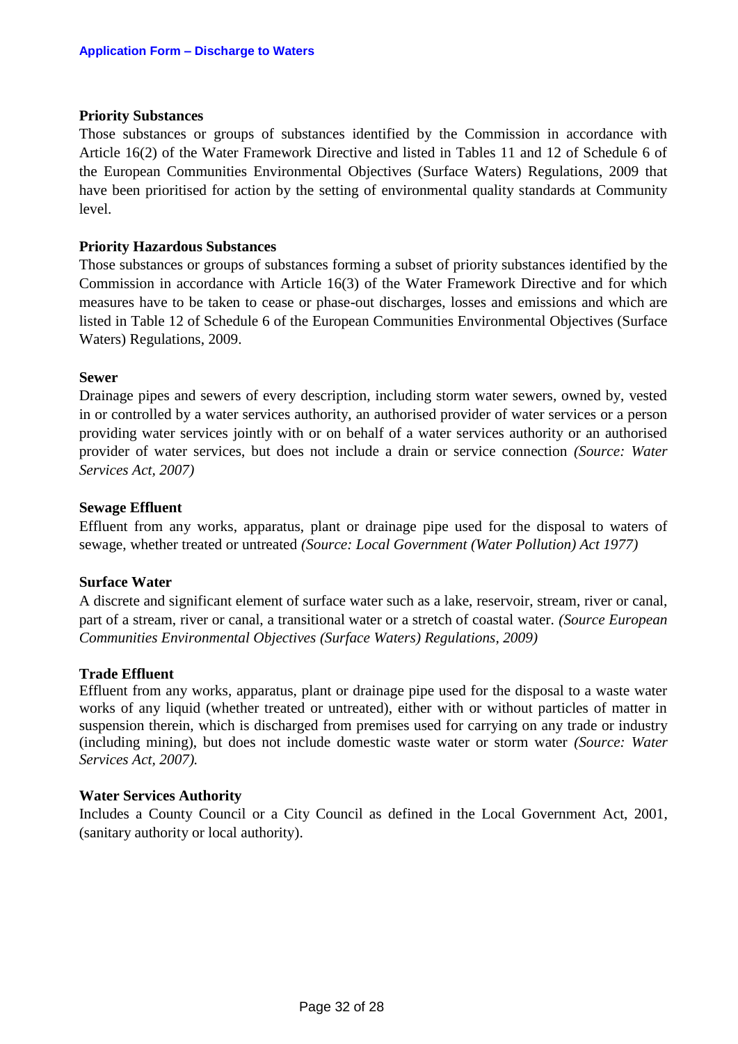**Priority Substances**

Those substances or groups of substances identified by the Commission in accordance with Article 16(2) of the Water Framework Directive and listed in Tables 11 and 12 of Schedule 6 of the European Communities Environmental Objectives (Surface Waters) Regulations, 2009 that have been prioritised for action by the setting of environmental quality standards at Community level.

**Priority Hazardous Substances**

Those substances or groups of substances forming a subset of priority substances identified by the Commission in accordance with Article 16(3) of the Water Framework Directive and for which measures have to be taken to cease or phase-out discharges, losses and emissions and which are listed in Table 12 of Schedule 6 of the European Communities Environmental Objectives (Surface Waters) Regulations, 2009.

**Sewer**

Drainage pipes and sewers of every description, including storm water sewers, owned by, vested in or controlled by a water services authority, an authorised provider of water services or a person providing water services jointly with or on behalf of a water services authority or an authorised provider of water services, but does not include a drain or service connection *(Source: Water Services Act, 2007)*

**Sewage Effluent**

Effluent from any works, apparatus, plant or drainage pipe used for the disposal to waters of sewage, whether treated or untreated *(Source: Local Government (Water Pollution) Act 1977)*

**Surface Water**

A discrete and significant element of surface water such as a lake, reservoir, stream, river or canal, part of a stream, river or canal, a transitional water or a stretch of coastal water. *(Source European Communities Environmental Objectives (Surface Waters) Regulations, 2009)*

**Trade Effluent**

Effluent from any works, apparatus, plant or drainage pipe used for the disposal to a waste water works of any liquid (whether treated or untreated), either with or without particles of matter in suspension therein, which is discharged from premises used for carrying on any trade or industry (including mining), but does not include domestic waste water or storm water *(Source: Water Services Act, 2007).*

**Water Services Authority**

Includes a County Council or a City Council as defined in the Local Government Act, 2001, (sanitary authority or local authority).